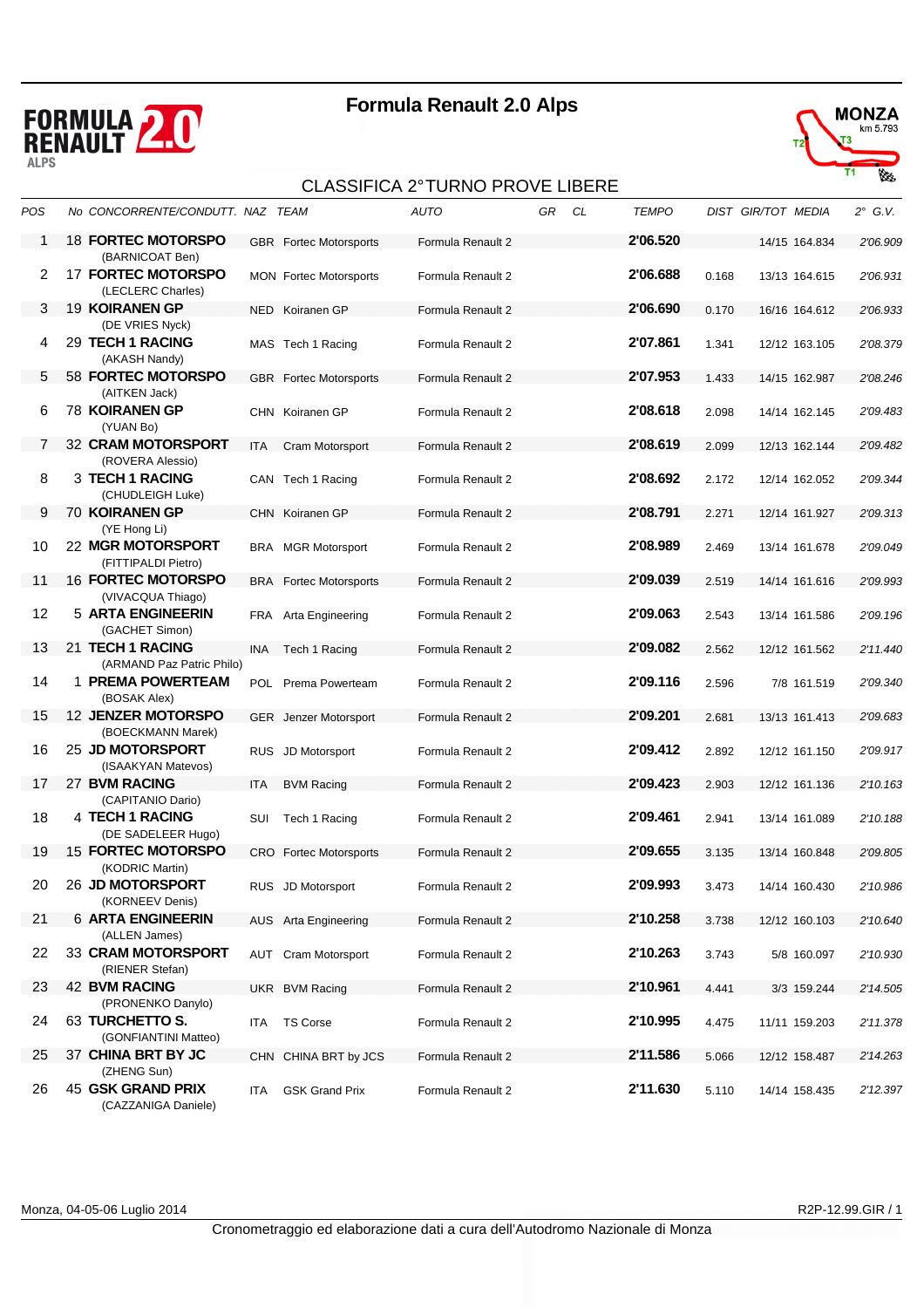# Formula Renault 2.0 Alps

**MONZA** km 5.793

## CLASSIFICA 2° TURNO PROVE LIBERE

| POS | No | CONCORRENTE/CONDUTT. | NAZ | TEAM | AUTO | GR | CL | TEMPO | DIST | GIR/TOT | MEDIA | 2° G.V. |
|---|---|---|---|---|---|---|---|---|---|---|---|---|
| 1 | 18 | **FORTEC MOTORSPO** (BARNICOAT Ben) | GBR | Fortec Motorsports | Formula Renault 2 | | | **2'06.520** | | 14/15 | 164.834 | 2'06.909 |
| 2 | 17 | **FORTEC MOTORSPO** (LECLERC Charles) | MON | Fortec Motorsports | Formula Renault 2 | | | **2'06.688** | 0.168 | 13/13 | 164.615 | 2'06.931 |
| 3 | 19 | **KOIRANEN GP** (DE VRIES Nyck) | NED | Koiranen GP | Formula Renault 2 | | | **2'06.690** | 0.170 | 16/16 | 164.612 | 2'06.933 |
| 4 | 29 | **TECH 1 RACING** (AKASH Nandy) | MAS | Tech 1 Racing | Formula Renault 2 | | | **2'07.861** | 1.341 | 12/12 | 163.105 | 2'08.379 |
| 5 | 58 | **FORTEC MOTORSPO** (AITKEN Jack) | GBR | Fortec Motorsports | Formula Renault 2 | | | **2'07.953** | 1.433 | 14/15 | 162.987 | 2'08.246 |
| 6 | 78 | **KOIRANEN GP** (YUAN Bo) | CHN | Koiranen GP | Formula Renault 2 | | | **2'08.618** | 2.098 | 14/14 | 162.145 | 2'09.483 |
| 7 | 32 | **CRAM MOTORSPORT** (ROVERA Alessio) | ITA | Cram Motorsport | Formula Renault 2 | | | **2'08.619** | 2.099 | 12/13 | 162.144 | 2'09.482 |
| 8 | 3 | **TECH 1 RACING** (CHUDLEIGH Luke) | CAN | Tech 1 Racing | Formula Renault 2 | | | **2'08.692** | 2.172 | 12/14 | 162.052 | 2'09.344 |
| 9 | 70 | **KOIRANEN GP** (YE Hong Li) | CHN | Koiranen GP | Formula Renault 2 | | | **2'08.791** | 2.271 | 12/14 | 161.927 | 2'09.313 |
| 10 | 22 | **MGR MOTORSPORT** (FITTIPALDI Pietro) | BRA | MGR Motorsport | Formula Renault 2 | | | **2'08.989** | 2.469 | 13/14 | 161.678 | 2'09.049 |
| 11 | 16 | **FORTEC MOTORSPO** (VIVACQUA Thiago) | BRA | Fortec Motorsports | Formula Renault 2 | | | **2'09.039** | 2.519 | 14/14 | 161.616 | 2'09.993 |
| 12 | 5 | **ARTA ENGINEERIN** (GACHET Simon) | FRA | Arta Engineering | Formula Renault 2 | | | **2'09.063** | 2.543 | 13/14 | 161.586 | 2'09.196 |
| 13 | 21 | **TECH 1 RACING** (ARMAND Paz Patric Philo) | INA | Tech 1 Racing | Formula Renault 2 | | | **2'09.082** | 2.562 | 12/12 | 161.562 | 2'11.440 |
| 14 | 1 | **PREMA POWERTEAM** (BOSAK Alex) | POL | Prema Powerteam | Formula Renault 2 | | | **2'09.116** | 2.596 | 7/8 | 161.519 | 2'09.340 |
| 15 | 12 | **JENZER MOTORSPO** (BOECKMANN Marek) | GER | Jenzer Motorsport | Formula Renault 2 | | | **2'09.201** | 2.681 | 13/13 | 161.413 | 2'09.683 |
| 16 | 25 | **JD MOTORSPORT** (ISAAKYAN Matevos) | RUS | JD Motorsport | Formula Renault 2 | | | **2'09.412** | 2.892 | 12/12 | 161.150 | 2'09.917 |
| 17 | 27 | **BVM RACING** (CAPITANIO Dario) | ITA | BVM Racing | Formula Renault 2 | | | **2'09.423** | 2.903 | 12/12 | 161.136 | 2'10.163 |
| 18 | 4 | **TECH 1 RACING** (DE SADELEER Hugo) | SUI | Tech 1 Racing | Formula Renault 2 | | | **2'09.461** | 2.941 | 13/14 | 161.089 | 2'10.188 |
| 19 | 15 | **FORTEC MOTORSPO** (KODRIC Martin) | CRO | Fortec Motorsports | Formula Renault 2 | | | **2'09.655** | 3.135 | 13/14 | 160.848 | 2'09.805 |
| 20 | 26 | **JD MOTORSPORT** (KORNEEV Denis) | RUS | JD Motorsport | Formula Renault 2 | | | **2'09.993** | 3.473 | 14/14 | 160.430 | 2'10.986 |
| 21 | 6 | **ARTA ENGINEERIN** (ALLEN James) | AUS | Arta Engineering | Formula Renault 2 | | | **2'10.258** | 3.738 | 12/12 | 160.103 | 2'10.640 |
| 22 | 33 | **CRAM MOTORSPORT** (RIENER Stefan) | AUT | Cram Motorsport | Formula Renault 2 | | | **2'10.263** | 3.743 | 5/8 | 160.097 | 2'10.930 |
| 23 | 42 | **BVM RACING** (PRONENKO Danylo) | UKR | BVM Racing | Formula Renault 2 | | | **2'10.961** | 4.441 | 3/3 | 159.244 | 2'14.505 |
| 24 | 63 | **TURCHETTO S.** (GONFIANTINI Matteo) | ITA | TS Corse | Formula Renault 2 | | | **2'10.995** | 4.475 | 11/11 | 159.203 | 2'11.378 |
| 25 | 37 | **CHINA BRT BY JC** (ZHENG Sun) | CHN | CHINA BRT by JCS | Formula Renault 2 | | | **2'11.586** | 5.066 | 12/12 | 158.487 | 2'14.263 |
| 26 | 45 | **GSK GRAND PRIX** (CAZZANIGA Daniele) | ITA | GSK Grand Prix | Formula Renault 2 | | | **2'11.630** | 5.110 | 14/14 | 158.435 | 2'12.397 |

Monza, 04-05-06 Luglio 2014 — R2P-12.99.GIR / 1

Cronometraggio ed elaborazione dati a cura dell'Autodromo Nazionale di Monza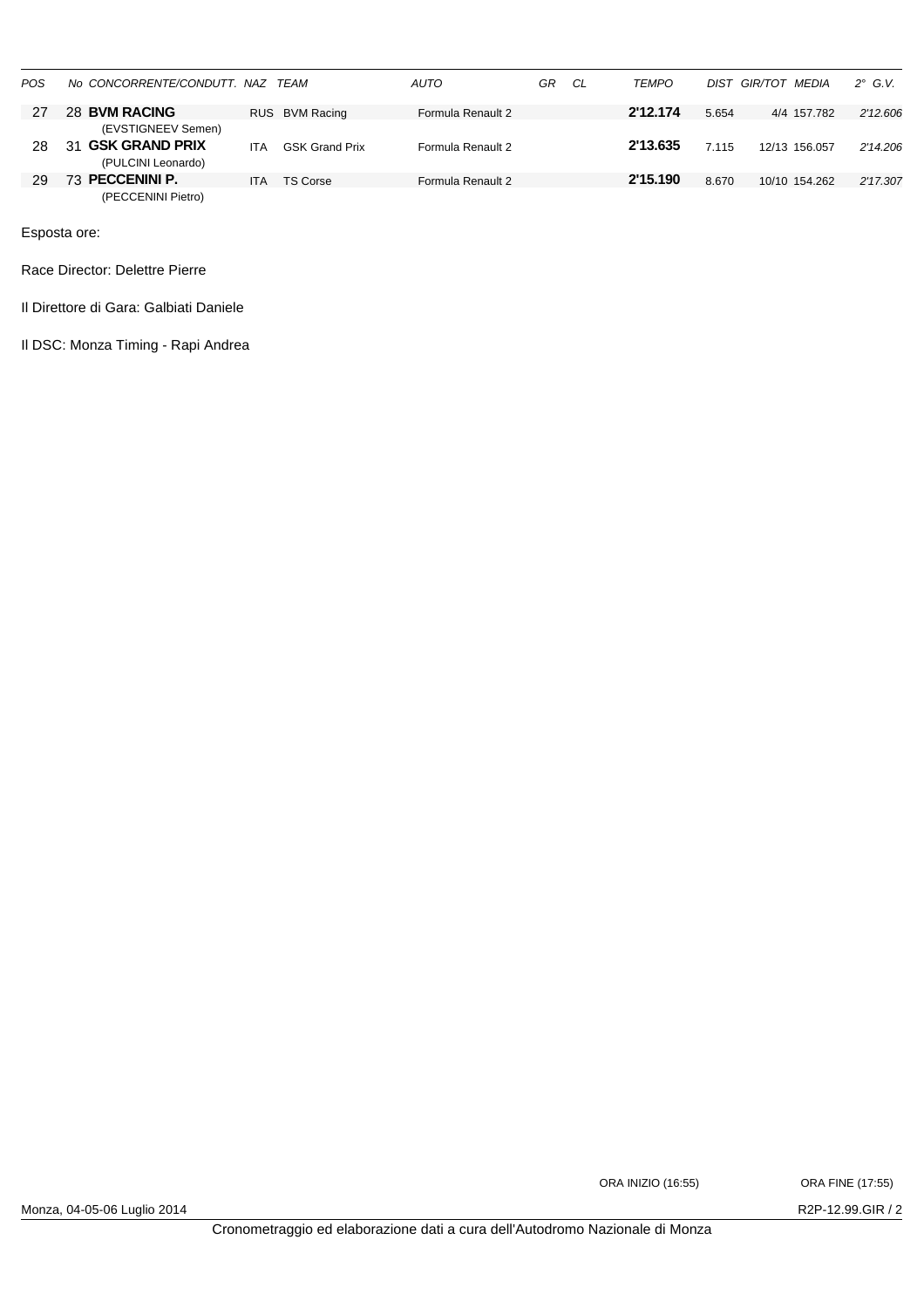| POS | No | CONCORRENTE/CONDUTT. | NAZ | TEAM | AUTO | GR | CL | TEMPO | DIST | GIR/TOT | MEDIA | 2° G.V. |
|---|---|---|---|---|---|---|---|---|---|---|---|---|
| 27 | 28 | **BVM RACING** (EVSTIGNEEV Semen) | RUS | BVM Racing | Formula Renault 2 | | | **2'12.174** | 5.654 | 4/4 | 157.782 | 2'12.606 |
| 28 | 31 | **GSK GRAND PRIX** (PULCINI Leonardo) | ITA | GSK Grand Prix | Formula Renault 2 | | | **2'13.635** | 7.115 | 12/13 | 156.057 | 2'14.206 |
| 29 | 73 | **PECCENINI P.** (PECCENINI Pietro) | ITA | TS Corse | Formula Renault 2 | | | **2'15.190** | 8.670 | 10/10 | 154.262 | 2'17.307 |

Esposta ore:

Race Director: Delettre Pierre

Il Direttore di Gara: Galbiati Daniele

Il DSC: Monza Timing - Rapi Andrea

ORA INIZIO (16:55) ORA FINE (17:55)

Monza, 04-05-06 Luglio 2014

R2P-12.99.GIR / 2

Cronometraggio ed elaborazione dati a cura dell'Autodromo Nazionale di Monza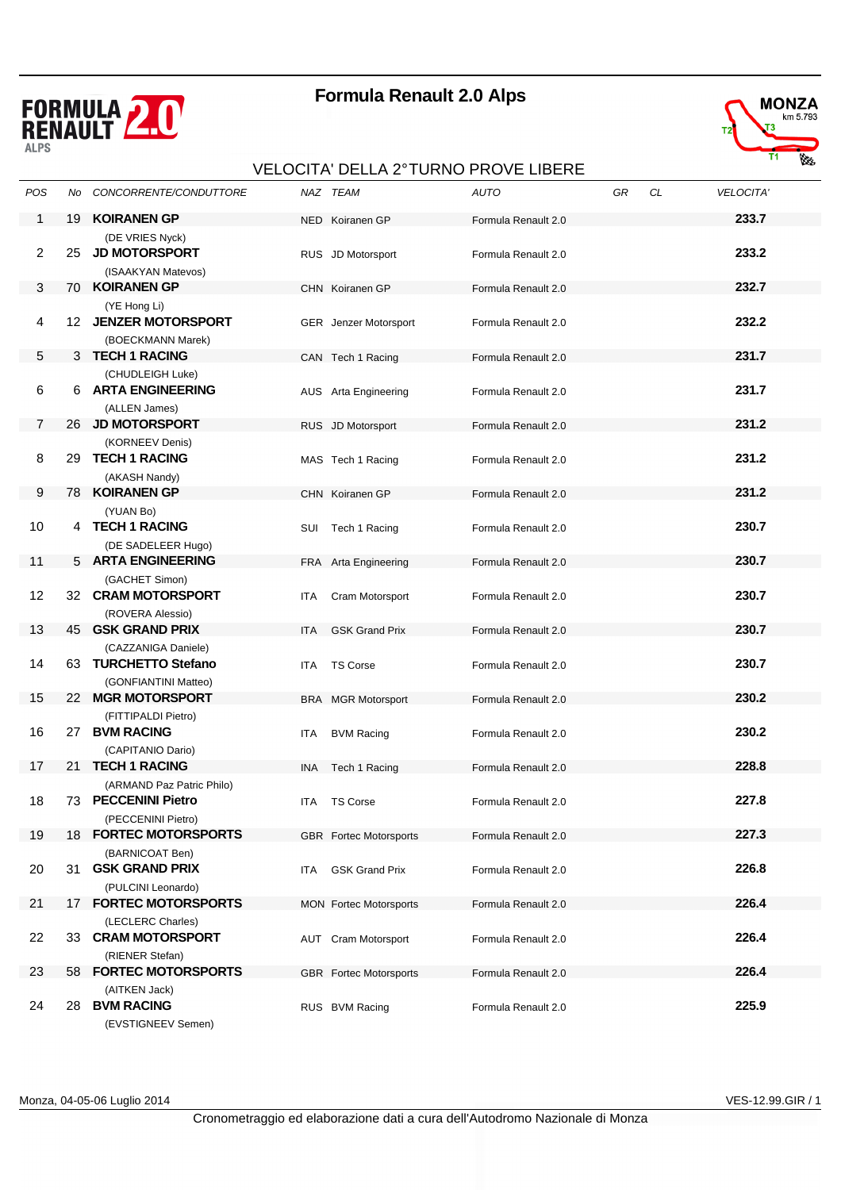# Formula Renault 2.0 Alps

MONZA km 5.793

## VELOCITA' DELLA 2°TURNO PROVE LIBERE

| POS | No | CONCORRENTE/CONDUTTORE | NAZ | TEAM | AUTO | GR | CL | VELOCITA' |
|---|---|---|---|---|---|---|---|---|
| 1 | 19 | **KOIRANEN GP** (DE VRIES Nyck) | NED | Koiranen GP | Formula Renault 2.0 | | | **233.7** |
| 2 | 25 | **JD MOTORSPORT** (ISAAKYAN Matevos) | RUS | JD Motorsport | Formula Renault 2.0 | | | **233.2** |
| 3 | 70 | **KOIRANEN GP** (YE Hong Li) | CHN | Koiranen GP | Formula Renault 2.0 | | | **232.7** |
| 4 | 12 | **JENZER MOTORSPORT** (BOECKMANN Marek) | GER | Jenzer Motorsport | Formula Renault 2.0 | | | **232.2** |
| 5 | 3 | **TECH 1 RACING** (CHUDLEIGH Luke) | CAN | Tech 1 Racing | Formula Renault 2.0 | | | **231.7** |
| 6 | 6 | **ARTA ENGINEERING** (ALLEN James) | AUS | Arta Engineering | Formula Renault 2.0 | | | **231.7** |
| 7 | 26 | **JD MOTORSPORT** (KORNEEV Denis) | RUS | JD Motorsport | Formula Renault 2.0 | | | **231.2** |
| 8 | 29 | **TECH 1 RACING** (AKASH Nandy) | MAS | Tech 1 Racing | Formula Renault 2.0 | | | **231.2** |
| 9 | 78 | **KOIRANEN GP** (YUAN Bo) | CHN | Koiranen GP | Formula Renault 2.0 | | | **231.2** |
| 10 | 4 | **TECH 1 RACING** (DE SADELEER Hugo) | SUI | Tech 1 Racing | Formula Renault 2.0 | | | **230.7** |
| 11 | 5 | **ARTA ENGINEERING** (GACHET Simon) | FRA | Arta Engineering | Formula Renault 2.0 | | | **230.7** |
| 12 | 32 | **CRAM MOTORSPORT** (ROVERA Alessio) | ITA | Cram Motorsport | Formula Renault 2.0 | | | **230.7** |
| 13 | 45 | **GSK GRAND PRIX** (CAZZANIGA Daniele) | ITA | GSK Grand Prix | Formula Renault 2.0 | | | **230.7** |
| 14 | 63 | **TURCHETTO Stefano** (GONFIANTINI Matteo) | ITA | TS Corse | Formula Renault 2.0 | | | **230.7** |
| 15 | 22 | **MGR MOTORSPORT** (FITTIPALDI Pietro) | BRA | MGR Motorsport | Formula Renault 2.0 | | | **230.2** |
| 16 | 27 | **BVM RACING** (CAPITANIO Dario) | ITA | BVM Racing | Formula Renault 2.0 | | | **230.2** |
| 17 | 21 | **TECH 1 RACING** (ARMAND Paz Patric Philo) | INA | Tech 1 Racing | Formula Renault 2.0 | | | **228.8** |
| 18 | 73 | **PECCENINI Pietro** (PECCENINI Pietro) | ITA | TS Corse | Formula Renault 2.0 | | | **227.8** |
| 19 | 18 | **FORTEC MOTORSPORTS** (BARNICOAT Ben) | GBR | Fortec Motorsports | Formula Renault 2.0 | | | **227.3** |
| 20 | 31 | **GSK GRAND PRIX** (PULCINI Leonardo) | ITA | GSK Grand Prix | Formula Renault 2.0 | | | **226.8** |
| 21 | 17 | **FORTEC MOTORSPORTS** (LECLERC Charles) | MON | Fortec Motorsports | Formula Renault 2.0 | | | **226.4** |
| 22 | 33 | **CRAM MOTORSPORT** (RIENER Stefan) | AUT | Cram Motorsport | Formula Renault 2.0 | | | **226.4** |
| 23 | 58 | **FORTEC MOTORSPORTS** (AITKEN Jack) | GBR | Fortec Motorsports | Formula Renault 2.0 | | | **226.4** |
| 24 | 28 | **BVM RACING** (EVSTIGNEEV Semen) | RUS | BVM Racing | Formula Renault 2.0 | | | **225.9** |

Monza, 04-05-06 Luglio 2014 VES-12.99.GIR / 1

Cronometraggio ed elaborazione dati a cura dell'Autodromo Nazionale di Monza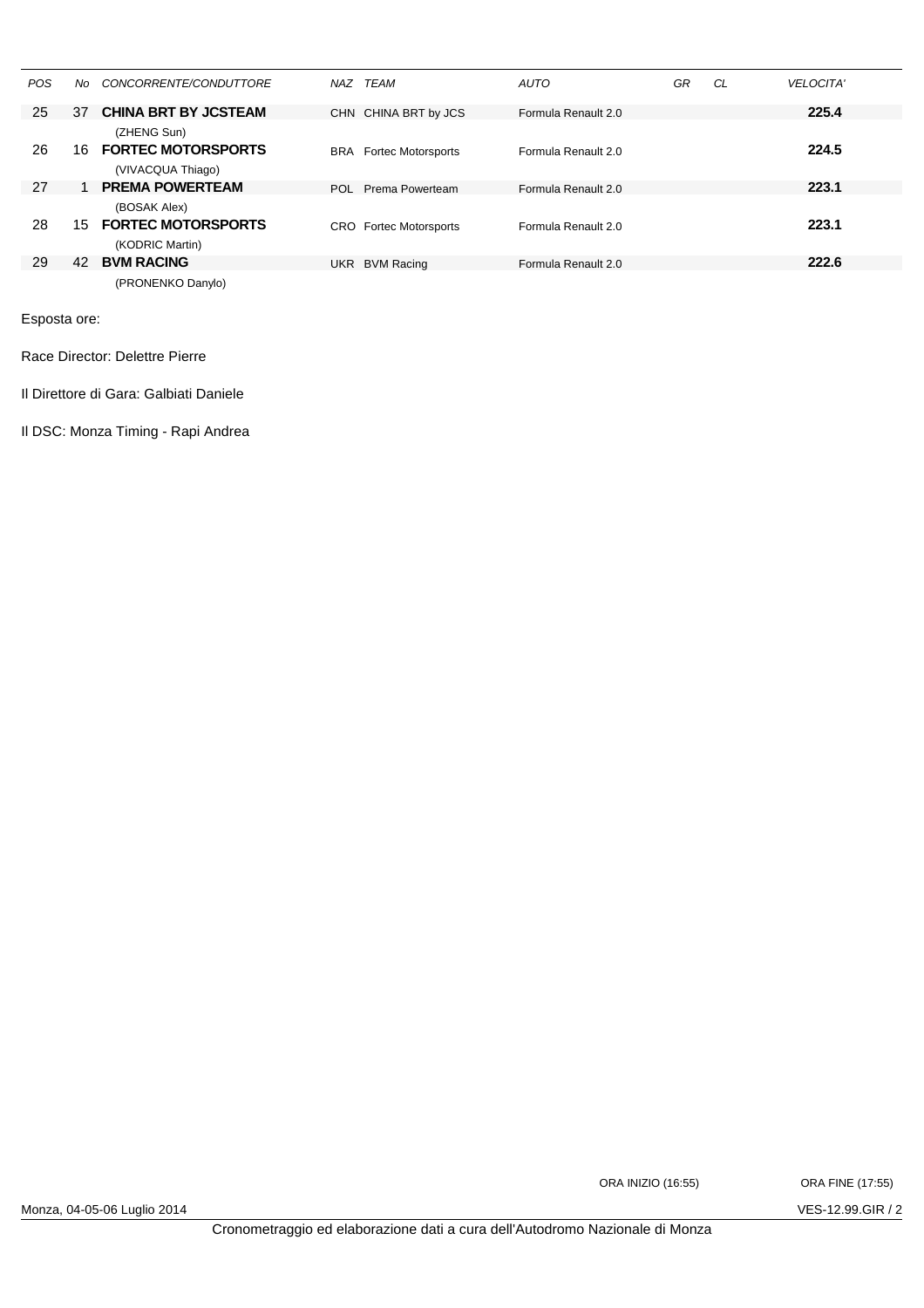| POS | No | CONCORRENTE/CONDUTTORE | NAZ | TEAM | AUTO | GR | CL | VELOCITA' |
|---|---|---|---|---|---|---|---|---|
| 25 | 37 | **CHINA BRT BY JCSTEAM** (ZHENG Sun) | CHN | CHINA BRT by JCS | Formula Renault 2.0 | | | **225.4** |
| 26 | 16 | **FORTEC MOTORSPORTS** (VIVACQUA Thiago) | BRA | Fortec Motorsports | Formula Renault 2.0 | | | **224.5** |
| 27 | 1 | **PREMA POWERTEAM** (BOSAK Alex) | POL | Prema Powerteam | Formula Renault 2.0 | | | **223.1** |
| 28 | 15 | **FORTEC MOTORSPORTS** (KODRIC Martin) | CRO | Fortec Motorsports | Formula Renault 2.0 | | | **223.1** |
| 29 | 42 | **BVM RACING** (PRONENKO Danylo) | UKR | BVM Racing | Formula Renault 2.0 | | | **222.6** |

Esposta ore:

Race Director: Delettre Pierre

Il Direttore di Gara: Galbiati Daniele

Il DSC: Monza Timing - Rapi Andrea

ORA INIZIO (16:55) ORA FINE (17:55)

Monza, 04-05-06 Luglio 2014

VES-12.99.GIR / 2

Cronometraggio ed elaborazione dati a cura dell'Autodromo Nazionale di Monza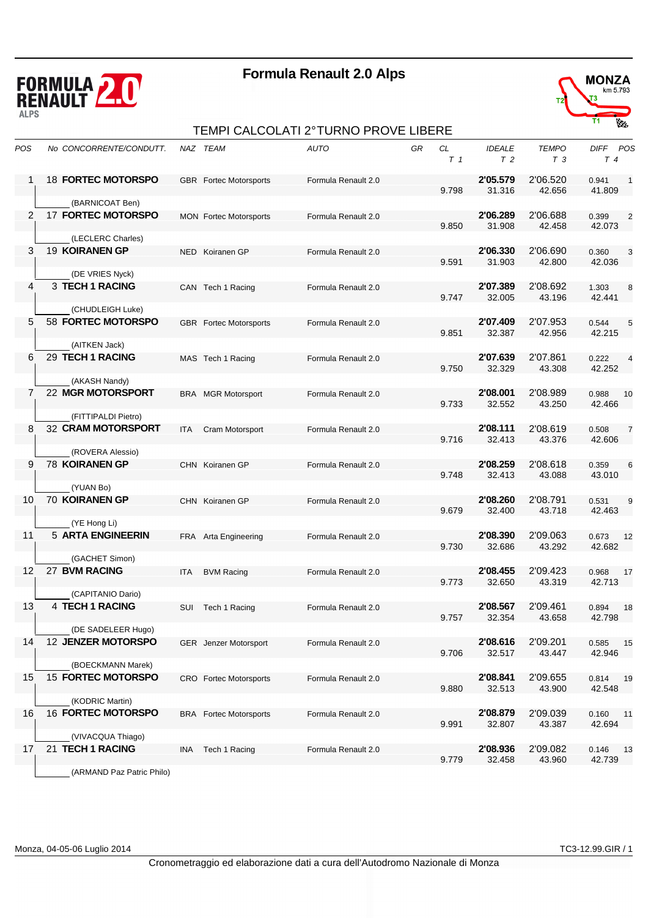# Formula Renault 2.0 Alps

MONZA km 5.793

## TEMPI CALCOLATI 2°TURNO PROVE LIBERE

| POS | No | CONCORRENTE/CONDUTT. | NAZ | TEAM | AUTO | GR | CL T 1 | IDEALE T 2 | TEMPO T 3 | DIFF T 4 | POS |
|---|---|---|---|---|---|---|---|---|---|---|---|
| 1 | 18 | **FORTEC MOTORSPO** (BARNICOAT Ben) | GBR | Fortec Motorsports | Formula Renault 2.0 | | 9.798 | **2'05.579** 31.316 | 2'06.520 42.656 | 0.941 41.809 | 1 |
| 2 | 17 | **FORTEC MOTORSPO** (LECLERC Charles) | MON | Fortec Motorsports | Formula Renault 2.0 | | 9.850 | **2'06.289** 31.908 | 2'06.688 42.458 | 0.399 42.073 | 2 |
| 3 | 19 | **KOIRANEN GP** (DE VRIES Nyck) | NED | Koiranen GP | Formula Renault 2.0 | | 9.591 | **2'06.330** 31.903 | 2'06.690 42.800 | 0.360 42.036 | 3 |
| 4 | 3 | **TECH 1 RACING** (CHUDLEIGH Luke) | CAN | Tech 1 Racing | Formula Renault 2.0 | | 9.747 | **2'07.389** 32.005 | 2'08.692 43.196 | 1.303 42.441 | 8 |
| 5 | 58 | **FORTEC MOTORSPO** (AITKEN Jack) | GBR | Fortec Motorsports | Formula Renault 2.0 | | 9.851 | **2'07.409** 32.387 | 2'07.953 42.956 | 0.544 42.215 | 5 |
| 6 | 29 | **TECH 1 RACING** (AKASH Nandy) | MAS | Tech 1 Racing | Formula Renault 2.0 | | 9.750 | **2'07.639** 32.329 | 2'07.861 43.308 | 0.222 42.252 | 4 |
| 7 | 22 | **MGR MOTORSPORT** (FITTIPALDI Pietro) | BRA | MGR Motorsport | Formula Renault 2.0 | | 9.733 | **2'08.001** 32.552 | 2'08.989 43.250 | 0.988 42.466 | 10 |
| 8 | 32 | **CRAM MOTORSPORT** (ROVERA Alessio) | ITA | Cram Motorsport | Formula Renault 2.0 | | 9.716 | **2'08.111** 32.413 | 2'08.619 43.376 | 0.508 42.606 | 7 |
| 9 | 78 | **KOIRANEN GP** (YUAN Bo) | CHN | Koiranen GP | Formula Renault 2.0 | | 9.748 | **2'08.259** 32.413 | 2'08.618 43.088 | 0.359 43.010 | 6 |
| 10 | 70 | **KOIRANEN GP** (YE Hong Li) | CHN | Koiranen GP | Formula Renault 2.0 | | 9.679 | **2'08.260** 32.400 | 2'08.791 43.718 | 0.531 42.463 | 9 |
| 11 | 5 | **ARTA ENGINEERIN** (GACHET Simon) | FRA | Arta Engineering | Formula Renault 2.0 | | 9.730 | **2'08.390** 32.686 | 2'09.063 43.292 | 0.673 42.682 | 12 |
| 12 | 27 | **BVM RACING** (CAPITANIO Dario) | ITA | BVM Racing | Formula Renault 2.0 | | 9.773 | **2'08.455** 32.650 | 2'09.423 43.319 | 0.968 42.713 | 17 |
| 13 | 4 | **TECH 1 RACING** (DE SADELEER Hugo) | SUI | Tech 1 Racing | Formula Renault 2.0 | | 9.757 | **2'08.567** 32.354 | 2'09.461 43.658 | 0.894 42.798 | 18 |
| 14 | 12 | **JENZER MOTORSPO** (BOECKMANN Marek) | GER | Jenzer Motorsport | Formula Renault 2.0 | | 9.706 | **2'08.616** 32.517 | 2'09.201 43.447 | 0.585 42.946 | 15 |
| 15 | 15 | **FORTEC MOTORSPO** (KODRIC Martin) | CRO | Fortec Motorsports | Formula Renault 2.0 | | 9.880 | **2'08.841** 32.513 | 2'09.655 43.900 | 0.814 42.548 | 19 |
| 16 | 16 | **FORTEC MOTORSPO** (VIVACQUA Thiago) | BRA | Fortec Motorsports | Formula Renault 2.0 | | 9.991 | **2'08.879** 32.807 | 2'09.039 43.387 | 0.160 42.694 | 11 |
| 17 | 21 | **TECH 1 RACING** (ARMAND Paz Patric Philo) | INA | Tech 1 Racing | Formula Renault 2.0 | | 9.779 | **2'08.936** 32.458 | 2'09.082 43.960 | 0.146 42.739 | 13 |

Monza, 04-05-06 Luglio 2014

TC3-12.99.GIR / 1

Cronometraggio ed elaborazione dati a cura dell'Autodromo Nazionale di Monza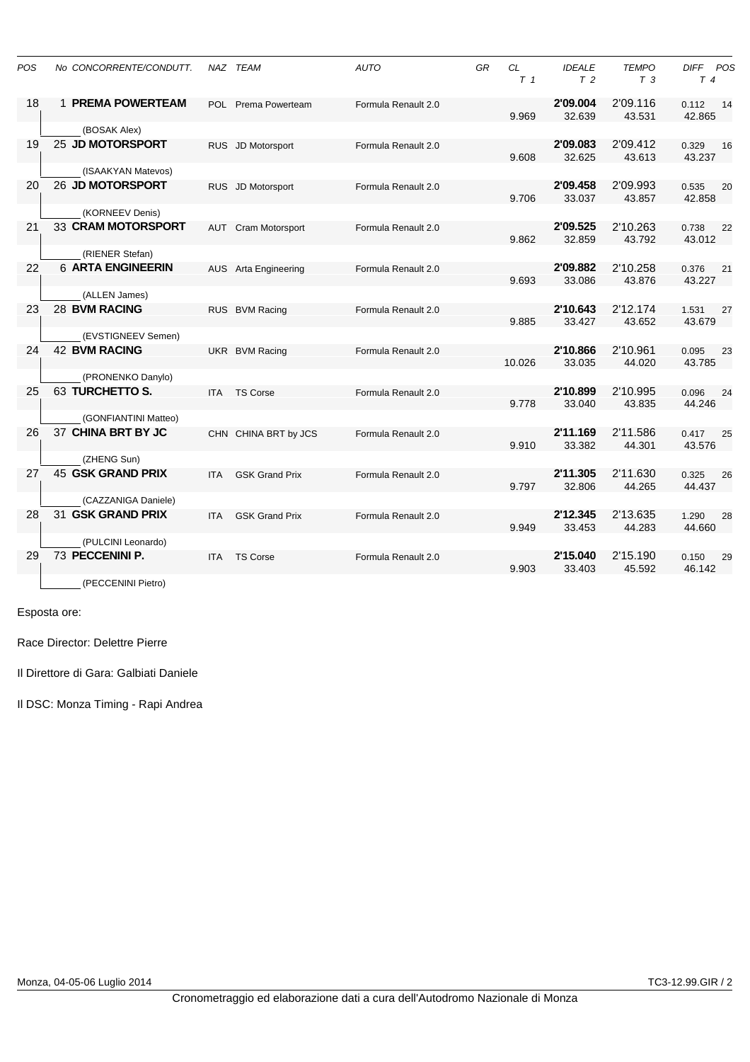| POS | No CONCORRENTE/CONDUTT. | NAZ | TEAM | AUTO | GR | CL<br>T 1 | IDEALE<br>T 2 | TEMPO<br>T 3 | DIFF<br>T 4 | POS |
|---|---|---|---|---|---|---|---|---|---|---|
| 18 | 1 **PREMA POWERTEAM**<br>(BOSAK Alex) | POL | Prema Powerteam | Formula Renault 2.0 | | 9.969 | **2'09.004**<br>32.639 | 2'09.116<br>43.531 | 0.112<br>42.865 | 14 |
| 19 | 25 **JD MOTORSPORT**<br>(ISAAKYAN Matevos) | RUS | JD Motorsport | Formula Renault 2.0 | | 9.608 | **2'09.083**<br>32.625 | 2'09.412<br>43.613 | 0.329<br>43.237 | 16 |
| 20 | 26 **JD MOTORSPORT**<br>(KORNEEV Denis) | RUS | JD Motorsport | Formula Renault 2.0 | | 9.706 | **2'09.458**<br>33.037 | 2'09.993<br>43.857 | 0.535<br>42.858 | 20 |
| 21 | 33 **CRAM MOTORSPORT**<br>(RIENER Stefan) | AUT | Cram Motorsport | Formula Renault 2.0 | | 9.862 | **2'09.525**<br>32.859 | 2'10.263<br>43.792 | 0.738<br>43.012 | 22 |
| 22 | 6 **ARTA ENGINEERIN**<br>(ALLEN James) | AUS | Arta Engineering | Formula Renault 2.0 | | 9.693 | **2'09.882**<br>33.086 | 2'10.258<br>43.876 | 0.376<br>43.227 | 21 |
| 23 | 28 **BVM RACING**<br>(EVSTIGNEEV Semen) | RUS | BVM Racing | Formula Renault 2.0 | | 9.885 | **2'10.643**<br>33.427 | 2'12.174<br>43.652 | 1.531<br>43.679 | 27 |
| 24 | 42 **BVM RACING**<br>(PRONENKO Danylo) | UKR | BVM Racing | Formula Renault 2.0 | | 10.026 | **2'10.866**<br>33.035 | 2'10.961<br>44.020 | 0.095<br>43.785 | 23 |
| 25 | 63 **TURCHETTO S.**<br>(GONFIANTINI Matteo) | ITA | TS Corse | Formula Renault 2.0 | | 9.778 | **2'10.899**<br>33.040 | 2'10.995<br>43.835 | 0.096<br>44.246 | 24 |
| 26 | 37 **CHINA BRT BY JC**<br>(ZHENG Sun) | CHN | CHINA BRT by JCS | Formula Renault 2.0 | | 9.910 | **2'11.169**<br>33.382 | 2'11.586<br>44.301 | 0.417<br>43.576 | 25 |
| 27 | 45 **GSK GRAND PRIX**<br>(CAZZANIGA Daniele) | ITA | GSK Grand Prix | Formula Renault 2.0 | | 9.797 | **2'11.305**<br>32.806 | 2'11.630<br>44.265 | 0.325<br>44.437 | 26 |
| 28 | 31 **GSK GRAND PRIX**<br>(PULCINI Leonardo) | ITA | GSK Grand Prix | Formula Renault 2.0 | | 9.949 | **2'12.345**<br>33.453 | 2'13.635<br>44.283 | 1.290<br>44.660 | 28 |
| 29 | 73 **PECCENINI P.**<br>(PECCENINI Pietro) | ITA | TS Corse | Formula Renault 2.0 | | 9.903 | **2'15.040**<br>33.403 | 2'15.190<br>45.592 | 0.150<br>46.142 | 29 |

Esposta ore:

Race Director: Delettre Pierre

Il Direttore di Gara: Galbiati Daniele

Il DSC: Monza Timing - Rapi Andrea

Monza, 04-05-06 Luglio 2014

TC3-12.99.GIR / 2

Cronometraggio ed elaborazione dati a cura dell'Autodromo Nazionale di Monza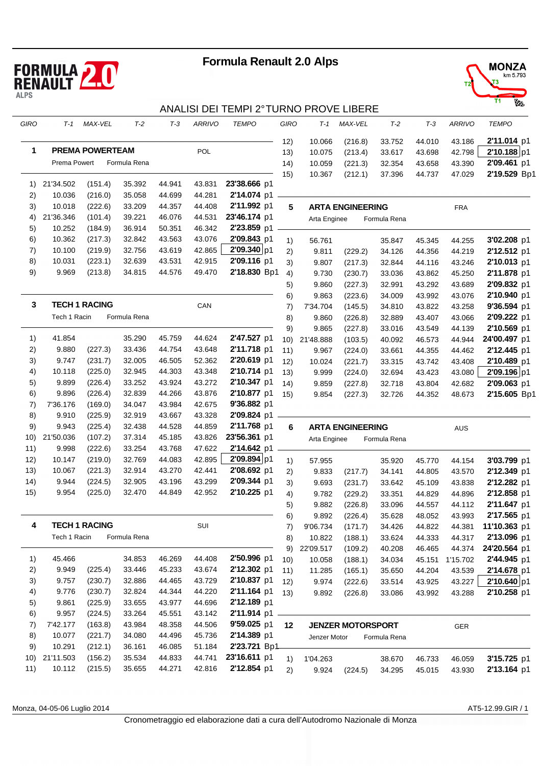# Formula Renault 2.0 Alps

MONZA km 5.793

## ANALISI DEI TEMPI 2° TURNO PROVE LIBERE

### 1 PREMA POWERTEAM — POL

Prema Powert — Formula Rena

| GIRO | T-1 | MAX-VEL | T-2 | T-3 | ARRIVO | TEMPO |
|---|---|---|---|---|---|---|
| 1) | 21'34.502 | (151.4) | 35.392 | 44.941 | 43.831 | 23'38.666 p1 |
| 2) | 10.036 | (216.0) | 35.058 | 44.699 | 44.281 | 2'14.074 p1 |
| 3) | 10.018 | (222.6) | 33.209 | 44.357 | 44.408 | 2'11.992 p1 |
| 4) | 21'36.346 | (101.4) | 39.221 | 46.076 | 44.531 | 23'46.174 p1 |
| 5) | 10.252 | (184.9) | 36.914 | 50.351 | 46.342 | 2'23.859 p1 |
| 6) | 10.362 | (217.3) | 32.842 | 43.563 | 43.076 | 2'09.843 p1 |
| 7) | 10.100 | (219.9) | 32.756 | 43.619 | 42.865 | 2'09.340 p1 |
| 8) | 10.031 | (223.1) | 32.639 | 43.531 | 42.915 | 2'09.116 p1 |
| 9) | 9.969 | (213.8) | 34.815 | 44.576 | 49.470 | 2'18.830 Bp1 |
| 10) | 9'38.703 | (140.6) | 37.236 | 49.178 | 47.190 | 11'52.307 p1 |
| 11) | 10.197 | (219.6) | 33.342 | 44.108 | 43.332 | 2'10.979 p1 |
| 12) | 10.066 | (216.8) | 33.752 | 44.010 | 43.186 | 2'11.014 p1 |
| 13) | 10.075 | (213.4) | 33.617 | 43.698 | 42.798 | 2'10.188 p1 |
| 14) | 10.059 | (221.3) | 32.354 | 43.658 | 43.390 | 2'09.461 p1 |
| 15) | 10.367 | (212.1) | 37.396 | 44.737 | 47.029 | 2'19.529 Bp1 |

### 3 TECH 1 RACING — CAN

Tech 1 Racin — Formula Rena

| GIRO | T-1 | MAX-VEL | T-2 | T-3 | ARRIVO | TEMPO |
|---|---|---|---|---|---|---|
| 1) | 41.854 | | 35.290 | 45.759 | 44.624 | 2'47.527 p1 |
| 2) | 9.880 | (227.3) | 33.436 | 44.754 | 43.648 | 2'11.718 p1 |
| 3) | 9.747 | (231.7) | 32.005 | 46.505 | 52.362 | 2'20.619 p1 |
| 4) | 10.118 | (225.0) | 32.945 | 44.303 | 43.348 | 2'10.714 p1 |
| 5) | 9.899 | (226.4) | 33.252 | 43.924 | 43.272 | 2'10.347 p1 |
| 6) | 9.896 | (226.4) | 32.839 | 44.266 | 43.876 | 2'10.877 p1 |
| 7) | 7'36.176 | (169.0) | 34.047 | 43.984 | 42.675 | 9'36.882 p1 |
| 8) | 9.910 | (225.9) | 32.919 | 43.667 | 43.328 | 2'09.824 p1 |
| 9) | 9.943 | (225.4) | 32.438 | 44.528 | 44.859 | 2'11.768 p1 |
| 10) | 21'50.036 | (107.2) | 37.314 | 45.185 | 43.826 | 23'56.361 p1 |
| 11) | 9.998 | (222.6) | 33.254 | 43.768 | 47.622 | 2'14.642 p1 |
| 12) | 10.147 | (219.0) | 32.769 | 44.083 | 42.895 | 2'09.894 p1 |
| 13) | 10.067 | (221.3) | 32.914 | 43.270 | 42.441 | 2'08.692 p1 |
| 14) | 9.944 | (224.5) | 32.905 | 43.196 | 43.299 | 2'09.344 p1 |
| 15) | 9.954 | (225.0) | 32.470 | 44.849 | 42.952 | 2'10.225 p1 |

### 4 TECH 1 RACING — SUI

Tech 1 Racin — Formula Rena

| GIRO | T-1 | MAX-VEL | T-2 | T-3 | ARRIVO | TEMPO |
|---|---|---|---|---|---|---|
| 1) | 45.466 | | 34.853 | 46.269 | 44.408 | 2'50.996 p1 |
| 2) | 9.949 | (225.4) | 33.446 | 45.233 | 43.674 | 2'12.302 p1 |
| 3) | 9.757 | (230.7) | 32.886 | 44.465 | 43.729 | 2'10.837 p1 |
| 4) | 9.776 | (230.7) | 32.824 | 44.344 | 44.220 | 2'11.164 p1 |
| 5) | 9.861 | (225.9) | 33.655 | 43.977 | 44.696 | 2'12.189 p1 |
| 6) | 9.957 | (224.5) | 33.264 | 45.551 | 43.142 | 2'11.914 p1 |
| 7) | 7'42.177 | (163.8) | 43.984 | 48.358 | 44.506 | 9'59.025 p1 |
| 8) | 10.077 | (221.7) | 34.080 | 44.496 | 45.736 | 2'14.389 p1 |
| 9) | 10.291 | (212.1) | 36.161 | 46.085 | 51.184 | 2'23.721 Bp1 |
| 10) | 21'11.503 | (156.2) | 35.534 | 44.833 | 44.741 | 23'16.611 p1 |
| 11) | 10.112 | (215.5) | 35.655 | 44.271 | 42.816 | 2'12.854 p1 |

### 5 ARTA ENGINEERING — FRA

Arta Enginee — Formula Rena

| GIRO | T-1 | MAX-VEL | T-2 | T-3 | ARRIVO | TEMPO |
|---|---|---|---|---|---|---|
| 1) | 56.761 | | 35.847 | 45.345 | 44.255 | 3'02.208 p1 |
| 2) | 9.811 | (229.2) | 34.126 | 44.356 | 44.219 | 2'12.512 p1 |
| 3) | 9.807 | (217.3) | 32.844 | 44.116 | 43.246 | 2'10.013 p1 |
| 4) | 9.730 | (230.7) | 33.036 | 43.862 | 45.250 | 2'11.878 p1 |
| 5) | 9.860 | (227.3) | 32.991 | 43.292 | 43.689 | 2'09.832 p1 |
| 6) | 9.863 | (223.6) | 34.009 | 43.992 | 43.076 | 2'10.940 p1 |
| 7) | 7'34.704 | (145.5) | 34.810 | 43.822 | 43.258 | 9'36.594 p1 |
| 8) | 9.860 | (226.8) | 32.889 | 43.407 | 43.066 | 2'09.222 p1 |
| 9) | 9.865 | (227.8) | 33.016 | 43.549 | 44.139 | 2'10.569 p1 |
| 10) | 21'48.888 | (103.5) | 40.092 | 46.573 | 44.944 | 24'00.497 p1 |
| 11) | 9.967 | (224.0) | 33.661 | 44.355 | 44.462 | 2'12.445 p1 |
| 12) | 10.024 | (221.7) | 33.315 | 43.742 | 43.408 | 2'10.489 p1 |
| 13) | 9.999 | (224.0) | 32.694 | 43.423 | 43.080 | 2'09.196 p1 |
| 14) | 9.859 | (227.8) | 32.718 | 43.804 | 42.682 | 2'09.063 p1 |
| 15) | 9.854 | (227.3) | 32.726 | 44.352 | 48.673 | 2'15.605 Bp1 |

### 6 ARTA ENGINEERING — AUS

Arta Enginee — Formula Rena

| GIRO | T-1 | MAX-VEL | T-2 | T-3 | ARRIVO | TEMPO |
|---|---|---|---|---|---|---|
| 1) | 57.955 | | 35.920 | 45.770 | 44.154 | 3'03.799 p1 |
| 2) | 9.833 | (217.7) | 34.141 | 44.805 | 43.570 | 2'12.349 p1 |
| 3) | 9.693 | (231.7) | 33.642 | 45.109 | 43.838 | 2'12.282 p1 |
| 4) | 9.782 | (229.2) | 33.351 | 44.829 | 44.896 | 2'12.858 p1 |
| 5) | 9.882 | (226.8) | 33.096 | 44.557 | 44.112 | 2'11.647 p1 |
| 6) | 9.892 | (226.4) | 35.628 | 48.052 | 43.993 | 2'17.565 p1 |
| 7) | 9'06.734 | (171.7) | 34.426 | 44.822 | 44.381 | 11'10.363 p1 |
| 8) | 10.822 | (188.1) | 33.624 | 44.333 | 44.317 | 2'13.096 p1 |
| 9) | 22'09.517 | (109.2) | 40.208 | 46.465 | 44.374 | 24'20.564 p1 |
| 10) | 10.058 | (188.1) | 34.034 | 45.151 | 1'15.702 | 2'44.945 p1 |
| 11) | 11.285 | (165.1) | 35.650 | 44.204 | 43.539 | 2'14.678 p1 |
| 12) | 9.974 | (222.6) | 33.514 | 43.925 | 43.227 | 2'10.640 p1 |
| 13) | 9.892 | (226.8) | 33.086 | 43.992 | 43.288 | 2'10.258 p1 |

### 12 JENZER MOTORSPORT — GER

Jenzer Motor — Formula Rena

| GIRO | T-1 | MAX-VEL | T-2 | T-3 | ARRIVO | TEMPO |
|---|---|---|---|---|---|---|
| 1) | 1'04.263 | | 38.670 | 46.733 | 46.059 | 3'15.725 p1 |
| 2) | 9.924 | (224.5) | 34.295 | 45.015 | 43.930 | 2'13.164 p1 |

Monza, 04-05-06 Luglio 2014 — AT5-12.99.GIR / 1

Cronometraggio ed elaborazione dati a cura dell'Autodromo Nazionale di Monza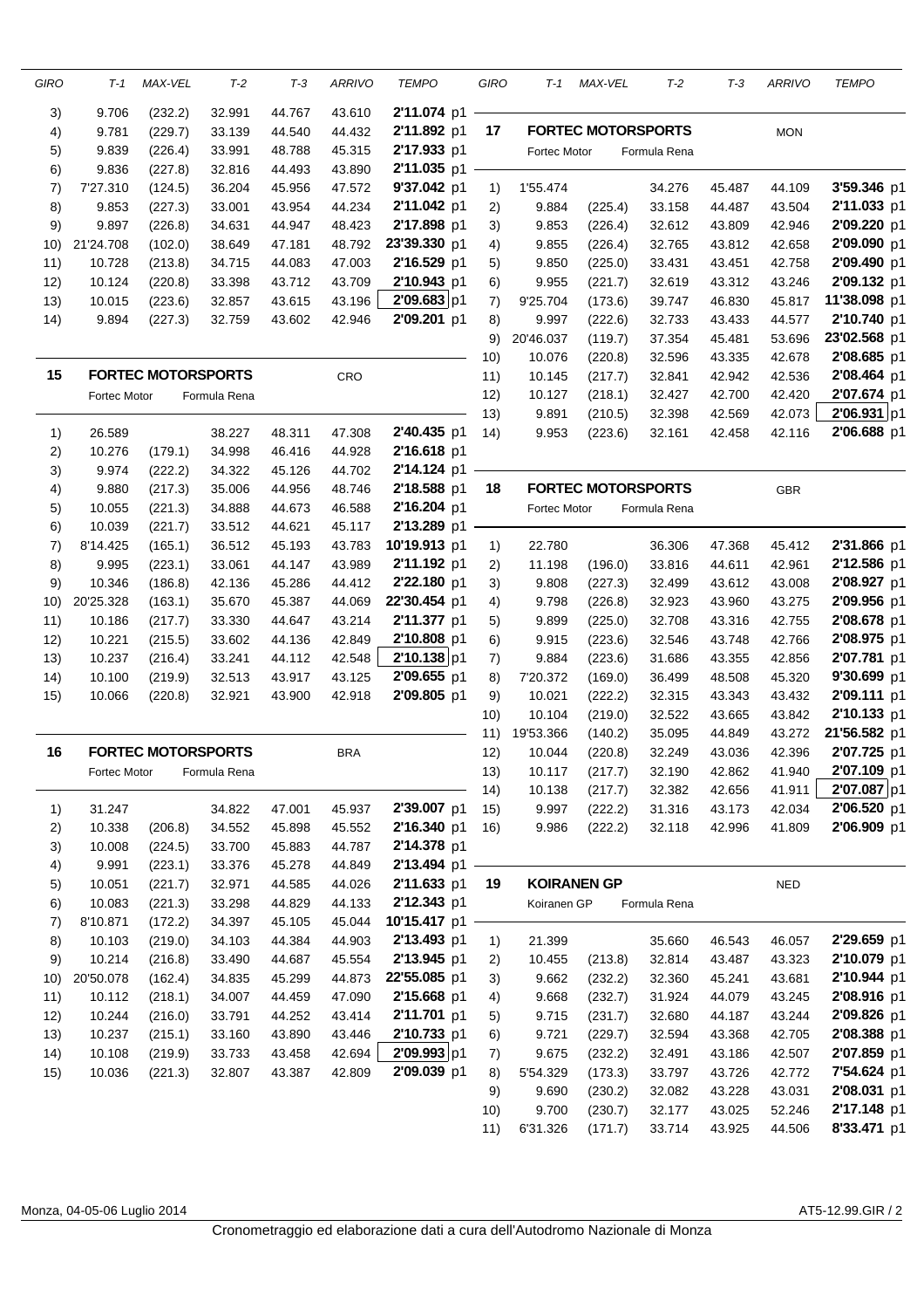| GIRO | T-1 | MAX-VEL | T-2 | T-3 | ARRIVO | TEMPO |
|---|---|---|---|---|---|---|
| 3) | 9.706 | (232.2) | 32.991 | 44.767 | 43.610 | 2'11.074 p1 |
| 4) | 9.781 | (229.7) | 33.139 | 44.540 | 44.432 | 2'11.892 p1 |
| 5) | 9.839 | (226.4) | 33.991 | 48.788 | 45.315 | 2'17.933 p1 |
| 6) | 9.836 | (227.8) | 32.816 | 44.493 | 43.890 | 2'11.035 p1 |
| 7) | 7'27.310 | (124.5) | 36.204 | 45.956 | 47.572 | 9'37.042 p1 |
| 8) | 9.853 | (227.3) | 33.001 | 43.954 | 44.234 | 2'11.042 p1 |
| 9) | 9.897 | (226.8) | 34.631 | 44.947 | 48.423 | 2'17.898 p1 |
| 10) | 21'24.708 | (102.0) | 38.649 | 47.181 | 48.792 | 23'39.330 p1 |
| 11) | 10.728 | (213.8) | 34.715 | 44.083 | 47.003 | 2'16.529 p1 |
| 12) | 10.124 | (220.8) | 33.398 | 43.712 | 43.709 | 2'10.943 p1 |
| 13) | 10.015 | (223.6) | 32.857 | 43.615 | 43.196 | **2'09.683** p1 |
| 14) | 9.894 | (227.3) | 32.759 | 43.602 | 42.946 | 2'09.201 p1 |

## 15 FORTEC MOTORSPORTS — CRO

Fortec Motor — Formula Rena

| GIRO | T-1 | MAX-VEL | T-2 | T-3 | ARRIVO | TEMPO |
|---|---|---|---|---|---|---|
| 1) | 26.589 | | 38.227 | 48.311 | 47.308 | 2'40.435 p1 |
| 2) | 10.276 | (179.1) | 34.998 | 46.416 | 44.928 | 2'16.618 p1 |
| 3) | 9.974 | (222.2) | 34.322 | 45.126 | 44.702 | 2'14.124 p1 |
| 4) | 9.880 | (217.3) | 35.006 | 44.956 | 48.746 | 2'18.588 p1 |
| 5) | 10.055 | (221.3) | 34.888 | 44.673 | 46.588 | 2'16.204 p1 |
| 6) | 10.039 | (221.7) | 33.512 | 44.621 | 45.117 | 2'13.289 p1 |
| 7) | 8'14.425 | (165.1) | 36.512 | 45.193 | 43.783 | 10'19.913 p1 |
| 8) | 9.995 | (223.1) | 33.061 | 44.147 | 43.989 | 2'11.192 p1 |
| 9) | 10.346 | (186.8) | 42.136 | 45.286 | 44.412 | 2'22.180 p1 |
| 10) | 20'25.328 | (163.1) | 35.670 | 45.387 | 44.069 | 22'30.454 p1 |
| 11) | 10.186 | (217.7) | 33.330 | 44.647 | 43.214 | 2'11.377 p1 |
| 12) | 10.221 | (215.5) | 33.602 | 44.136 | 42.849 | 2'10.808 p1 |
| 13) | 10.237 | (216.4) | 33.241 | 44.112 | 42.548 | **2'10.138** p1 |
| 14) | 10.100 | (219.9) | 32.513 | 43.917 | 43.125 | 2'09.655 p1 |
| 15) | 10.066 | (220.8) | 32.921 | 43.900 | 42.918 | 2'09.805 p1 |

## 16 FORTEC MOTORSPORTS — BRA

Fortec Motor — Formula Rena

| GIRO | T-1 | MAX-VEL | T-2 | T-3 | ARRIVO | TEMPO |
|---|---|---|---|---|---|---|
| 1) | 31.247 | | 34.822 | 47.001 | 45.937 | 2'39.007 p1 |
| 2) | 10.338 | (206.8) | 34.552 | 45.898 | 45.552 | 2'16.340 p1 |
| 3) | 10.008 | (224.5) | 33.700 | 45.883 | 44.787 | 2'14.378 p1 |
| 4) | 9.991 | (223.1) | 33.376 | 45.278 | 44.849 | 2'13.494 p1 |
| 5) | 10.051 | (221.7) | 32.971 | 44.585 | 44.026 | 2'11.633 p1 |
| 6) | 10.083 | (221.3) | 33.298 | 44.829 | 44.133 | 2'12.343 p1 |
| 7) | 8'10.871 | (172.2) | 34.397 | 45.105 | 45.044 | 10'15.417 p1 |
| 8) | 10.103 | (219.0) | 34.103 | 44.384 | 44.903 | 2'13.493 p1 |
| 9) | 10.214 | (216.8) | 33.490 | 44.687 | 45.554 | 2'13.945 p1 |
| 10) | 20'50.078 | (162.4) | 34.835 | 45.299 | 44.873 | 22'55.085 p1 |
| 11) | 10.112 | (218.1) | 34.007 | 44.459 | 47.090 | 2'15.668 p1 |
| 12) | 10.244 | (216.0) | 33.791 | 44.252 | 43.414 | 2'11.701 p1 |
| 13) | 10.237 | (215.1) | 33.160 | 43.890 | 43.446 | 2'10.733 p1 |
| 14) | 10.108 | (219.9) | 33.733 | 43.458 | 42.694 | **2'09.993** p1 |
| 15) | 10.036 | (221.3) | 32.807 | 43.387 | 42.809 | 2'09.039 p1 |

## 17 FORTEC MOTORSPORTS — MON

Fortec Motor — Formula Rena

| GIRO | T-1 | MAX-VEL | T-2 | T-3 | ARRIVO | TEMPO |
|---|---|---|---|---|---|---|
| 1) | 1'55.474 | | 34.276 | 45.487 | 44.109 | 3'59.346 p1 |
| 2) | 9.884 | (225.4) | 33.158 | 44.487 | 43.504 | 2'11.033 p1 |
| 3) | 9.853 | (226.4) | 32.612 | 43.809 | 42.946 | 2'09.220 p1 |
| 4) | 9.855 | (226.4) | 32.765 | 43.812 | 42.658 | 2'09.090 p1 |
| 5) | 9.850 | (225.0) | 33.431 | 43.451 | 42.758 | 2'09.490 p1 |
| 6) | 9.955 | (221.7) | 32.619 | 43.312 | 43.246 | 2'09.132 p1 |
| 7) | 9'25.704 | (173.6) | 39.747 | 46.830 | 45.817 | 11'38.098 p1 |
| 8) | 9.997 | (222.6) | 32.733 | 43.433 | 44.577 | 2'10.740 p1 |
| 9) | 20'46.037 | (119.7) | 37.354 | 45.481 | 53.696 | 23'02.568 p1 |
| 10) | 10.076 | (220.8) | 32.596 | 43.335 | 42.678 | 2'08.685 p1 |
| 11) | 10.145 | (217.7) | 32.841 | 42.942 | 42.536 | 2'08.464 p1 |
| 12) | 10.127 | (218.1) | 32.427 | 42.700 | 42.420 | 2'07.674 p1 |
| 13) | 9.891 | (210.5) | 32.398 | 42.569 | 42.073 | **2'06.931** p1 |
| 14) | 9.953 | (223.6) | 32.161 | 42.458 | 42.116 | 2'06.688 p1 |

## 18 FORTEC MOTORSPORTS — GBR

Fortec Motor — Formula Rena

| GIRO | T-1 | MAX-VEL | T-2 | T-3 | ARRIVO | TEMPO |
|---|---|---|---|---|---|---|
| 1) | 22.780 | | 36.306 | 47.368 | 45.412 | 2'31.866 p1 |
| 2) | 11.198 | (196.0) | 33.816 | 44.611 | 42.961 | 2'12.586 p1 |
| 3) | 9.808 | (227.3) | 32.499 | 43.612 | 43.008 | 2'08.927 p1 |
| 4) | 9.798 | (226.8) | 32.923 | 43.960 | 43.275 | 2'09.956 p1 |
| 5) | 9.899 | (225.0) | 32.708 | 43.316 | 42.755 | 2'08.678 p1 |
| 6) | 9.915 | (223.6) | 32.546 | 43.748 | 42.766 | 2'08.975 p1 |
| 7) | 9.884 | (223.6) | 31.686 | 43.355 | 42.856 | 2'07.781 p1 |
| 8) | 7'20.372 | (169.0) | 36.499 | 48.508 | 45.320 | 9'30.699 p1 |
| 9) | 10.021 | (222.2) | 32.315 | 43.343 | 43.432 | 2'09.111 p1 |
| 10) | 10.104 | (219.0) | 32.522 | 43.665 | 43.842 | 2'10.133 p1 |
| 11) | 19'53.366 | (140.2) | 35.095 | 44.849 | 43.272 | 21'56.582 p1 |
| 12) | 10.044 | (220.8) | 32.249 | 43.036 | 42.396 | 2'07.725 p1 |
| 13) | 10.117 | (217.7) | 32.190 | 42.862 | 41.940 | 2'07.109 p1 |
| 14) | 10.138 | (217.7) | 32.382 | 42.656 | 41.911 | **2'07.087** p1 |
| 15) | 9.997 | (222.2) | 31.316 | 43.173 | 42.034 | 2'06.520 p1 |
| 16) | 9.986 | (222.2) | 32.118 | 42.996 | 41.809 | 2'06.909 p1 |

## 19 KOIRANEN GP — NED

Koiranen GP — Formula Rena

| GIRO | T-1 | MAX-VEL | T-2 | T-3 | ARRIVO | TEMPO |
|---|---|---|---|---|---|---|
| 1) | 21.399 | | 35.660 | 46.543 | 46.057 | 2'29.659 p1 |
| 2) | 10.455 | (213.8) | 32.814 | 43.487 | 43.323 | 2'10.079 p1 |
| 3) | 9.662 | (232.2) | 32.360 | 45.241 | 43.681 | 2'10.944 p1 |
| 4) | 9.668 | (232.7) | 31.924 | 44.079 | 43.245 | 2'08.916 p1 |
| 5) | 9.715 | (231.7) | 32.680 | 44.187 | 43.244 | 2'09.826 p1 |
| 6) | 9.721 | (229.7) | 32.594 | 43.368 | 42.705 | 2'08.388 p1 |
| 7) | 9.675 | (232.2) | 32.491 | 43.186 | 42.507 | 2'07.859 p1 |
| 8) | 5'54.329 | (173.3) | 33.797 | 43.726 | 42.772 | 7'54.624 p1 |
| 9) | 9.690 | (230.2) | 32.082 | 43.228 | 43.031 | 2'08.031 p1 |
| 10) | 9.700 | (230.7) | 32.177 | 43.025 | 52.246 | 2'17.148 p1 |
| 11) | 6'31.326 | (171.7) | 33.714 | 43.925 | 44.506 | 8'33.471 p1 |

Monza, 04-05-06 Luglio 2014 — AT5-12.99.GIR / 2

Cronometraggio ed elaborazione dati a cura dell'Autodromo Nazionale di Monza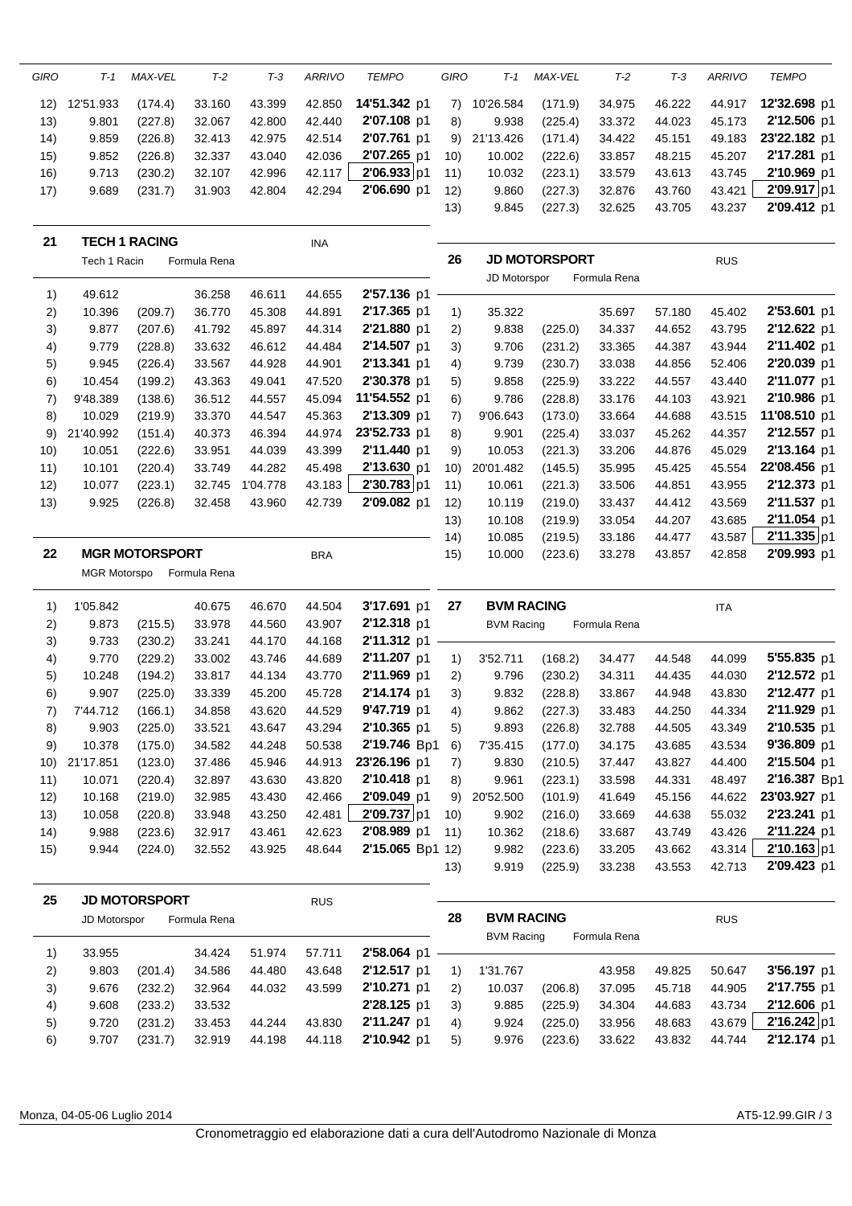| GIRO | T-1 | MAX-VEL | T-2 | T-3 | ARRIVO | TEMPO | |
|---|---|---|---|---|---|---|---|
| 12) | 12'51.933 | (174.4) | 33.160 | 43.399 | 42.850 | 14'51.342 | p1 |
| 13) | 9.801 | (227.8) | 32.067 | 42.800 | 42.440 | 2'07.108 | p1 |
| 14) | 9.859 | (226.8) | 32.413 | 42.975 | 42.514 | 2'07.761 | p1 |
| 15) | 9.852 | (226.8) | 32.337 | 43.040 | 42.036 | 2'07.265 | p1 |
| 16) | 9.713 | (230.2) | 32.107 | 42.996 | 42.117 | 2'06.933 | p1 |
| 17) | 9.689 | (231.7) | 31.903 | 42.804 | 42.294 | 2'06.690 | p1 |

**21 TECH 1 RACING** — INA
Tech 1 Racin — Formula Rena

| GIRO | T-1 | MAX-VEL | T-2 | T-3 | ARRIVO | TEMPO | |
|---|---|---|---|---|---|---|---|
| 1) | 49.612 | | 36.258 | 46.611 | 44.655 | 2'57.136 | p1 |
| 2) | 10.396 | (209.7) | 36.770 | 45.308 | 44.891 | 2'17.365 | p1 |
| 3) | 9.877 | (207.6) | 41.792 | 45.897 | 44.314 | 2'21.880 | p1 |
| 4) | 9.779 | (228.8) | 33.632 | 46.612 | 44.484 | 2'14.507 | p1 |
| 5) | 9.945 | (226.4) | 33.567 | 44.928 | 44.901 | 2'13.341 | p1 |
| 6) | 10.454 | (199.2) | 43.363 | 49.041 | 47.520 | 2'30.378 | p1 |
| 7) | 9'48.389 | (138.6) | 36.512 | 44.557 | 45.094 | 11'54.552 | p1 |
| 8) | 10.029 | (219.9) | 33.370 | 44.547 | 45.363 | 2'13.309 | p1 |
| 9) | 21'40.992 | (151.4) | 40.373 | 46.394 | 44.974 | 23'52.733 | p1 |
| 10) | 10.051 | (222.6) | 33.951 | 44.039 | 43.399 | 2'11.440 | p1 |
| 11) | 10.101 | (220.4) | 33.749 | 44.282 | 45.498 | 2'13.630 | p1 |
| 12) | 10.077 | (223.1) | 32.745 | 1'04.778 | 43.183 | 2'30.783 | p1 |
| 13) | 9.925 | (226.8) | 32.458 | 43.960 | 42.739 | 2'09.082 | p1 |

**22 MGR MOTORSPORT** — BRA
MGR Motorspo — Formula Rena

| GIRO | T-1 | MAX-VEL | T-2 | T-3 | ARRIVO | TEMPO | |
|---|---|---|---|---|---|---|---|
| 1) | 1'05.842 | | 40.675 | 46.670 | 44.504 | 3'17.691 | p1 |
| 2) | 9.873 | (215.5) | 33.978 | 44.560 | 43.907 | 2'12.318 | p1 |
| 3) | 9.733 | (230.2) | 33.241 | 44.170 | 44.168 | 2'11.312 | p1 |
| 4) | 9.770 | (229.2) | 33.002 | 43.746 | 44.689 | 2'11.207 | p1 |
| 5) | 10.248 | (194.2) | 33.817 | 44.134 | 43.770 | 2'11.969 | p1 |
| 6) | 9.907 | (225.0) | 33.339 | 45.200 | 45.728 | 2'14.174 | p1 |
| 7) | 7'44.712 | (166.1) | 34.858 | 43.620 | 44.529 | 9'47.719 | p1 |
| 8) | 9.903 | (225.0) | 33.521 | 43.647 | 43.294 | 2'10.365 | p1 |
| 9) | 10.378 | (175.0) | 34.582 | 44.248 | 50.538 | 2'19.746 | Bp1 |
| 10) | 21'17.851 | (123.0) | 37.486 | 45.946 | 44.913 | 23'26.196 | p1 |
| 11) | 10.071 | (220.4) | 32.897 | 43.630 | 43.820 | 2'10.418 | p1 |
| 12) | 10.168 | (219.0) | 32.985 | 43.430 | 42.466 | 2'09.049 | p1 |
| 13) | 10.058 | (220.8) | 33.948 | 43.250 | 42.481 | 2'09.737 | p1 |
| 14) | 9.988 | (223.6) | 32.917 | 43.461 | 42.623 | 2'08.989 | p1 |
| 15) | 9.944 | (224.0) | 32.552 | 43.925 | 48.644 | 2'15.065 | Bp1 |

**25 JD MOTORSPORT** — RUS
JD Motorspor — Formula Rena

| GIRO | T-1 | MAX-VEL | T-2 | T-3 | ARRIVO | TEMPO | |
|---|---|---|---|---|---|---|---|
| 1) | 33.955 | | 34.424 | 51.974 | 57.711 | 2'58.064 | p1 |
| 2) | 9.803 | (201.4) | 34.586 | 44.480 | 43.648 | 2'12.517 | p1 |
| 3) | 9.676 | (232.2) | 32.964 | 44.032 | 43.599 | 2'10.271 | p1 |
| 4) | 9.608 | (233.2) | 33.532 | | | 2'28.125 | p1 |
| 5) | 9.720 | (231.2) | 33.453 | 44.244 | 43.830 | 2'11.247 | p1 |
| 6) | 9.707 | (231.7) | 32.919 | 44.198 | 44.118 | 2'10.942 | p1 |

| GIRO | T-1 | MAX-VEL | T-2 | T-3 | ARRIVO | TEMPO | |
|---|---|---|---|---|---|---|---|
| 7) | 10'26.584 | (171.9) | 34.975 | 46.222 | 44.917 | 12'32.698 | p1 |
| 8) | 9.938 | (225.4) | 33.372 | 44.023 | 45.173 | 2'12.506 | p1 |
| 9) | 21'13.426 | (171.4) | 34.422 | 45.151 | 49.183 | 23'22.182 | p1 |
| 10) | 10.002 | (222.6) | 33.857 | 48.215 | 45.207 | 2'17.281 | p1 |
| 11) | 10.032 | (223.1) | 33.579 | 43.613 | 43.745 | 2'10.969 | p1 |
| 12) | 9.860 | (227.3) | 32.876 | 43.760 | 43.421 | 2'09.917 | p1 |
| 13) | 9.845 | (227.3) | 32.625 | 43.705 | 43.237 | 2'09.412 | p1 |

**26 JD MOTORSPORT** — RUS
JD Motorspor — Formula Rena

| GIRO | T-1 | MAX-VEL | T-2 | T-3 | ARRIVO | TEMPO | |
|---|---|---|---|---|---|---|---|
| 1) | 35.322 | | 35.697 | 57.180 | 45.402 | 2'53.601 | p1 |
| 2) | 9.838 | (225.0) | 34.337 | 44.652 | 43.795 | 2'12.622 | p1 |
| 3) | 9.706 | (231.2) | 33.365 | 44.387 | 43.944 | 2'11.402 | p1 |
| 4) | 9.739 | (230.7) | 33.038 | 44.856 | 52.406 | 2'20.039 | p1 |
| 5) | 9.858 | (225.9) | 33.222 | 44.557 | 43.440 | 2'11.077 | p1 |
| 6) | 9.786 | (228.8) | 33.176 | 44.103 | 43.921 | 2'10.986 | p1 |
| 7) | 9'06.643 | (173.0) | 33.664 | 44.688 | 43.515 | 11'08.510 | p1 |
| 8) | 9.901 | (225.4) | 33.037 | 45.262 | 44.357 | 2'12.557 | p1 |
| 9) | 10.053 | (221.3) | 33.206 | 44.876 | 45.029 | 2'13.164 | p1 |
| 10) | 20'01.482 | (145.5) | 35.995 | 45.425 | 45.554 | 22'08.456 | p1 |
| 11) | 10.061 | (221.3) | 33.506 | 44.851 | 43.955 | 2'12.373 | p1 |
| 12) | 10.119 | (219.0) | 33.437 | 44.412 | 43.569 | 2'11.537 | p1 |
| 13) | 10.108 | (219.9) | 33.054 | 44.207 | 43.685 | 2'11.054 | p1 |
| 14) | 10.085 | (219.5) | 33.186 | 44.477 | 43.587 | 2'11.335 | p1 |
| 15) | 10.000 | (223.6) | 33.278 | 43.857 | 42.858 | 2'09.993 | p1 |

**27 BVM RACING** — ITA
BVM Racing — Formula Rena

| GIRO | T-1 | MAX-VEL | T-2 | T-3 | ARRIVO | TEMPO | |
|---|---|---|---|---|---|---|---|
| 1) | 3'52.711 | (168.2) | 34.477 | 44.548 | 44.099 | 5'55.835 | p1 |
| 2) | 9.796 | (230.2) | 34.311 | 44.435 | 44.030 | 2'12.572 | p1 |
| 3) | 9.832 | (228.8) | 33.867 | 44.948 | 43.830 | 2'12.477 | p1 |
| 4) | 9.862 | (227.3) | 33.483 | 44.250 | 44.334 | 2'11.929 | p1 |
| 5) | 9.893 | (226.8) | 32.788 | 44.505 | 43.349 | 2'10.535 | p1 |
| 6) | 7'35.415 | (177.0) | 34.175 | 43.685 | 43.534 | 9'36.809 | p1 |
| 7) | 9.830 | (210.5) | 37.447 | 43.827 | 44.400 | 2'15.504 | p1 |
| 8) | 9.961 | (223.1) | 33.598 | 44.331 | 48.497 | 2'16.387 | Bp1 |
| 9) | 20'52.500 | (101.9) | 41.649 | 45.156 | 44.622 | 23'03.927 | p1 |
| 10) | 9.902 | (216.0) | 33.669 | 44.638 | 55.032 | 2'23.241 | p1 |
| 11) | 10.362 | (218.6) | 33.687 | 43.749 | 43.426 | 2'11.224 | p1 |
| 12) | 9.982 | (223.6) | 33.205 | 43.662 | 43.314 | 2'10.163 | p1 |
| 13) | 9.919 | (225.9) | 33.238 | 43.553 | 42.713 | 2'09.423 | p1 |

**28 BVM RACING** — RUS
BVM Racing — Formula Rena

| GIRO | T-1 | MAX-VEL | T-2 | T-3 | ARRIVO | TEMPO | |
|---|---|---|---|---|---|---|---|
| 1) | 1'31.767 | | 43.958 | 49.825 | 50.647 | 3'56.197 | p1 |
| 2) | 10.037 | (206.8) | 37.095 | 45.718 | 44.905 | 2'17.755 | p1 |
| 3) | 9.885 | (225.9) | 34.304 | 44.683 | 43.734 | 2'12.606 | p1 |
| 4) | 9.924 | (225.0) | 33.956 | 48.683 | 43.679 | 2'16.242 | p1 |
| 5) | 9.976 | (223.6) | 33.622 | 43.832 | 44.744 | 2'12.174 | p1 |

Monza, 04-05-06 Luglio 2014 — AT5-12.99.GIR / 3

Cronometraggio ed elaborazione dati a cura dell'Autodromo Nazionale di Monza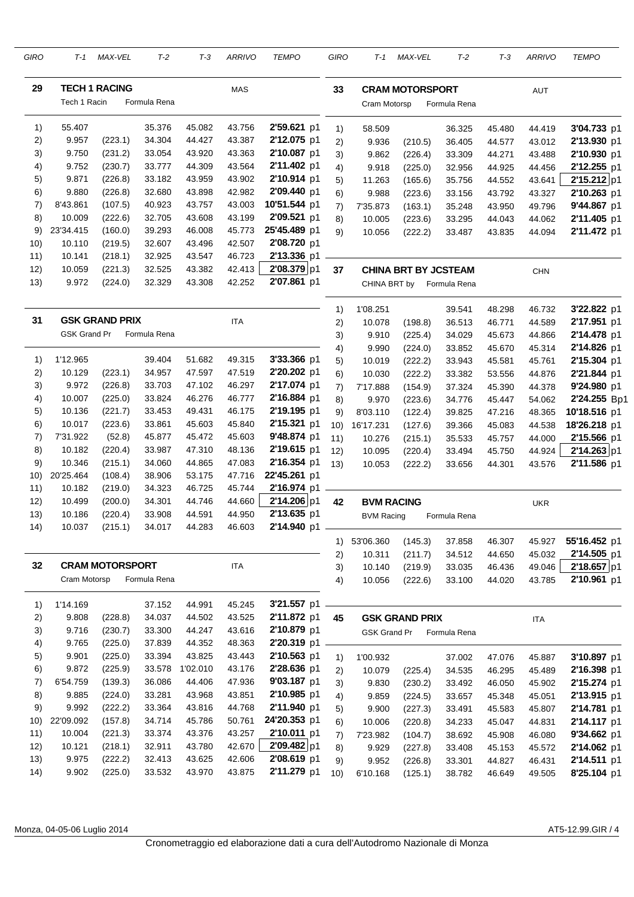## 29 TECH 1 RACING — MAS

Tech 1 Racin — Formula Rena

| GIRO | T-1 | MAX-VEL | T-2 | T-3 | ARRIVO | TEMPO |
|---|---|---|---|---|---|---|
| 1) | 55.407 | | 35.376 | 45.082 | 43.756 | 2'59.621 p1 |
| 2) | 9.957 | (223.1) | 34.304 | 44.427 | 43.387 | 2'12.075 p1 |
| 3) | 9.750 | (231.2) | 33.054 | 43.920 | 43.363 | 2'10.087 p1 |
| 4) | 9.752 | (230.7) | 33.777 | 44.309 | 43.564 | 2'11.402 p1 |
| 5) | 9.871 | (226.8) | 33.182 | 43.959 | 43.902 | 2'10.914 p1 |
| 6) | 9.880 | (226.8) | 32.680 | 43.898 | 42.982 | 2'09.440 p1 |
| 7) | 8'43.861 | (107.5) | 40.923 | 43.757 | 43.003 | 10'51.544 p1 |
| 8) | 10.009 | (222.6) | 32.705 | 43.608 | 43.199 | 2'09.521 p1 |
| 9) | 23'34.415 | (160.0) | 39.293 | 46.008 | 45.773 | 25'45.489 p1 |
| 10) | 10.110 | (219.5) | 32.607 | 43.496 | 42.507 | 2'08.720 p1 |
| 11) | 10.141 | (218.1) | 32.925 | 43.547 | 46.723 | 2'13.336 p1 |
| 12) | 10.059 | (221.3) | 32.525 | 43.382 | 42.413 | 2'08.379 p1 |
| 13) | 9.972 | (224.0) | 32.329 | 43.308 | 42.252 | 2'07.861 p1 |

## 31 GSK GRAND PRIX — ITA

GSK Grand Pr — Formula Rena

| GIRO | T-1 | MAX-VEL | T-2 | T-3 | ARRIVO | TEMPO |
|---|---|---|---|---|---|---|
| 1) | 1'12.965 | | 39.404 | 51.682 | 49.315 | 3'33.366 p1 |
| 2) | 10.129 | (223.1) | 34.957 | 47.597 | 47.519 | 2'20.202 p1 |
| 3) | 9.972 | (226.8) | 33.703 | 47.102 | 46.297 | 2'17.074 p1 |
| 4) | 10.007 | (225.0) | 33.824 | 46.276 | 46.777 | 2'16.884 p1 |
| 5) | 10.136 | (221.7) | 33.453 | 49.431 | 46.175 | 2'19.195 p1 |
| 6) | 10.017 | (223.6) | 33.861 | 45.603 | 45.840 | 2'15.321 p1 |
| 7) | 7'31.922 | (52.8) | 45.877 | 45.472 | 45.603 | 9'48.874 p1 |
| 8) | 10.182 | (220.4) | 33.987 | 47.310 | 48.136 | 2'19.615 p1 |
| 9) | 10.346 | (215.1) | 34.060 | 44.865 | 47.083 | 2'16.354 p1 |
| 10) | 20'25.464 | (108.4) | 38.906 | 53.175 | 47.716 | 22'45.261 p1 |
| 11) | 10.182 | (219.0) | 34.323 | 46.725 | 45.744 | 2'16.974 p1 |
| 12) | 10.499 | (200.0) | 34.301 | 44.746 | 44.660 | 2'14.206 p1 |
| 13) | 10.186 | (220.4) | 33.908 | 44.591 | 44.950 | 2'13.635 p1 |
| 14) | 10.037 | (215.1) | 34.017 | 44.283 | 46.603 | 2'14.940 p1 |

## 32 CRAM MOTORSPORT — ITA

Cram Motorsp — Formula Rena

| GIRO | T-1 | MAX-VEL | T-2 | T-3 | ARRIVO | TEMPO |
|---|---|---|---|---|---|---|
| 1) | 1'14.169 | | 37.152 | 44.991 | 45.245 | 3'21.557 p1 |
| 2) | 9.808 | (228.8) | 34.037 | 44.502 | 43.525 | 2'11.872 p1 |
| 3) | 9.716 | (230.7) | 33.300 | 44.247 | 43.616 | 2'10.879 p1 |
| 4) | 9.765 | (225.0) | 37.839 | 44.352 | 48.363 | 2'20.319 p1 |
| 5) | 9.901 | (225.0) | 33.394 | 43.825 | 43.443 | 2'10.563 p1 |
| 6) | 9.872 | (225.9) | 33.578 | 1'02.010 | 43.176 | 2'28.636 p1 |
| 7) | 6'54.759 | (139.3) | 36.086 | 44.406 | 47.936 | 9'03.187 p1 |
| 8) | 9.885 | (224.0) | 33.281 | 43.968 | 43.851 | 2'10.985 p1 |
| 9) | 9.992 | (222.2) | 33.364 | 43.816 | 44.768 | 2'11.940 p1 |
| 10) | 22'09.092 | (157.8) | 34.714 | 45.786 | 50.761 | 24'20.353 p1 |
| 11) | 10.004 | (221.3) | 33.374 | 43.376 | 43.257 | 2'10.011 p1 |
| 12) | 10.121 | (218.1) | 32.911 | 43.780 | 42.670 | 2'09.482 p1 |
| 13) | 9.975 | (222.2) | 32.413 | 43.625 | 42.606 | 2'08.619 p1 |
| 14) | 9.902 | (225.0) | 33.532 | 43.970 | 43.875 | 2'11.279 p1 |

## 33 CRAM MOTORSPORT — AUT

Cram Motorsp — Formula Rena

| GIRO | T-1 | MAX-VEL | T-2 | T-3 | ARRIVO | TEMPO |
|---|---|---|---|---|---|---|
| 1) | 58.509 | | 36.325 | 45.480 | 44.419 | 3'04.733 p1 |
| 2) | 9.936 | (210.5) | 36.405 | 44.577 | 43.012 | 2'13.930 p1 |
| 3) | 9.862 | (226.4) | 33.309 | 44.271 | 43.488 | 2'10.930 p1 |
| 4) | 9.918 | (225.0) | 32.956 | 44.925 | 44.456 | 2'12.255 p1 |
| 5) | 11.263 | (165.6) | 35.756 | 44.552 | 43.641 | 2'15.212 p1 |
| 6) | 9.988 | (223.6) | 33.156 | 43.792 | 43.327 | 2'10.263 p1 |
| 7) | 7'35.873 | (163.1) | 35.248 | 43.950 | 49.796 | 9'44.867 p1 |
| 8) | 10.005 | (223.6) | 33.295 | 44.043 | 44.062 | 2'11.405 p1 |
| 9) | 10.056 | (222.2) | 33.487 | 43.835 | 44.094 | 2'11.472 p1 |

## 37 CHINA BRT BY JCSTEAM — CHN

CHINA BRT by — Formula Rena

| GIRO | T-1 | MAX-VEL | T-2 | T-3 | ARRIVO | TEMPO |
|---|---|---|---|---|---|---|
| 1) | 1'08.251 | | 39.541 | 48.298 | 46.732 | 3'22.822 p1 |
| 2) | 10.078 | (198.8) | 36.513 | 46.771 | 44.589 | 2'17.951 p1 |
| 3) | 9.910 | (225.4) | 34.029 | 45.673 | 44.866 | 2'14.478 p1 |
| 4) | 9.990 | (224.0) | 33.852 | 45.670 | 45.314 | 2'14.826 p1 |
| 5) | 10.019 | (222.2) | 33.943 | 45.581 | 45.761 | 2'15.304 p1 |
| 6) | 10.030 | (222.2) | 33.382 | 53.556 | 44.876 | 2'21.844 p1 |
| 7) | 7'17.888 | (154.9) | 37.324 | 45.390 | 44.378 | 9'24.980 p1 |
| 8) | 9.970 | (223.6) | 34.776 | 45.447 | 54.062 | 2'24.255 Bp1 |
| 9) | 8'03.110 | (122.4) | 39.825 | 47.216 | 48.365 | 10'18.516 p1 |
| 10) | 16'17.231 | (127.6) | 39.366 | 45.083 | 44.538 | 18'26.218 p1 |
| 11) | 10.276 | (215.1) | 35.533 | 45.757 | 44.000 | 2'15.566 p1 |
| 12) | 10.095 | (220.4) | 33.494 | 45.750 | 44.924 | 2'14.263 p1 |
| 13) | 10.053 | (222.2) | 33.656 | 44.301 | 43.576 | 2'11.586 p1 |

## 42 BVM RACING — UKR

BVM Racing — Formula Rena

| GIRO | T-1 | MAX-VEL | T-2 | T-3 | ARRIVO | TEMPO |
|---|---|---|---|---|---|---|
| 1) | 53'06.360 | (145.3) | 37.858 | 46.307 | 45.927 | 55'16.452 p1 |
| 2) | 10.311 | (211.7) | 34.512 | 44.650 | 45.032 | 2'14.505 p1 |
| 3) | 10.140 | (219.9) | 33.035 | 46.436 | 49.046 | 2'18.657 p1 |
| 4) | 10.056 | (222.6) | 33.100 | 44.020 | 43.785 | 2'10.961 p1 |

## 45 GSK GRAND PRIX — ITA

GSK Grand Pr — Formula Rena

| GIRO | T-1 | MAX-VEL | T-2 | T-3 | ARRIVO | TEMPO |
|---|---|---|---|---|---|---|
| 1) | 1'00.932 | | 37.002 | 47.076 | 45.887 | 3'10.897 p1 |
| 2) | 10.079 | (225.4) | 34.535 | 46.295 | 45.489 | 2'16.398 p1 |
| 3) | 9.830 | (230.2) | 33.492 | 46.050 | 45.902 | 2'15.274 p1 |
| 4) | 9.859 | (224.5) | 33.657 | 45.348 | 45.051 | 2'13.915 p1 |
| 5) | 9.900 | (227.3) | 33.491 | 45.583 | 45.807 | 2'14.781 p1 |
| 6) | 10.006 | (220.8) | 34.233 | 45.047 | 44.831 | 2'14.117 p1 |
| 7) | 7'23.982 | (104.7) | 38.692 | 45.908 | 46.080 | 9'34.662 p1 |
| 8) | 9.929 | (227.8) | 33.408 | 45.153 | 45.572 | 2'14.062 p1 |
| 9) | 9.952 | (226.8) | 33.301 | 44.827 | 46.431 | 2'14.511 p1 |
| 10) | 6'10.168 | (125.1) | 38.782 | 46.649 | 49.505 | 8'25.104 p1 |

Monza, 04-05-06 Luglio 2014 — AT5-12.99.GIR / 4

Cronometraggio ed elaborazione dati a cura dell'Autodromo Nazionale di Monza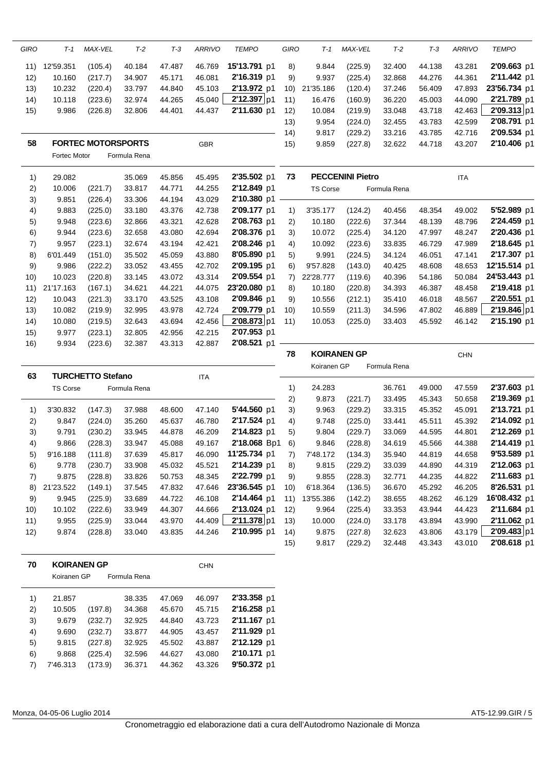| GIRO | T-1 | MAX-VEL | T-2 | T-3 | ARRIVO | TEMPO |
|---|---|---|---|---|---|---|
| 11) | 12'59.351 | (105.4) | 40.184 | 47.487 | 46.769 | **15'13.791** p1 |
| 12) | 10.160 | (217.7) | 34.907 | 45.171 | 46.081 | **2'16.319** p1 |
| 13) | 10.232 | (220.4) | 33.797 | 44.840 | 45.103 | **2'13.972** p1 |
| 14) | 10.118 | (223.6) | 32.974 | 44.265 | 45.040 | **2'12.397** p1 |
| 15) | 9.986 | (226.8) | 32.806 | 44.401 | 44.437 | **2'11.630** p1 |

## 58 FORTEC MOTORSPORTS — GBR

Fortec Motor — Formula Rena

| GIRO | T-1 | MAX-VEL | T-2 | T-3 | ARRIVO | TEMPO |
|---|---|---|---|---|---|---|
| 1) | 29.082 | | 35.069 | 45.856 | 45.495 | **2'35.502** p1 |
| 2) | 10.006 | (221.7) | 33.817 | 44.771 | 44.255 | **2'12.849** p1 |
| 3) | 9.851 | (226.4) | 33.306 | 44.194 | 43.029 | **2'10.380** p1 |
| 4) | 9.883 | (225.0) | 33.180 | 43.376 | 42.738 | **2'09.177** p1 |
| 5) | 9.948 | (223.6) | 32.866 | 43.321 | 42.628 | **2'08.763** p1 |
| 6) | 9.944 | (223.6) | 32.658 | 43.080 | 42.694 | **2'08.376** p1 |
| 7) | 9.957 | (223.1) | 32.674 | 43.194 | 42.421 | **2'08.246** p1 |
| 8) | 6'01.449 | (151.0) | 35.502 | 45.059 | 43.880 | **8'05.890** p1 |
| 9) | 9.986 | (222.2) | 33.052 | 43.455 | 42.702 | **2'09.195** p1 |
| 10) | 10.023 | (220.8) | 33.145 | 43.072 | 43.314 | **2'09.554** p1 |
| 11) | 21'17.163 | (167.1) | 34.621 | 44.221 | 44.075 | **23'20.080** p1 |
| 12) | 10.043 | (221.3) | 33.170 | 43.525 | 43.108 | **2'09.846** p1 |
| 13) | 10.082 | (219.9) | 32.995 | 43.978 | 42.724 | **2'09.779** p1 |
| 14) | 10.080 | (219.5) | 32.643 | 43.694 | 42.456 | **2'08.873** p1 |
| 15) | 9.977 | (223.1) | 32.805 | 42.956 | 42.215 | **2'07.953** p1 |
| 16) | 9.934 | (223.6) | 32.387 | 43.313 | 42.887 | **2'08.521** p1 |

## 63 TURCHETTO Stefano — ITA

TS Corse — Formula Rena

| GIRO | T-1 | MAX-VEL | T-2 | T-3 | ARRIVO | TEMPO |
|---|---|---|---|---|---|---|
| 1) | 3'30.832 | (147.3) | 37.988 | 48.600 | 47.140 | **5'44.560** p1 |
| 2) | 9.847 | (224.0) | 35.260 | 45.637 | 46.780 | **2'17.524** p1 |
| 3) | 9.791 | (230.2) | 33.945 | 44.878 | 46.209 | **2'14.823** p1 |
| 4) | 9.866 | (228.3) | 33.947 | 45.088 | 49.167 | **2'18.068** Bp1 |
| 5) | 9'16.188 | (111.8) | 37.639 | 45.817 | 46.090 | **11'25.734** p1 |
| 6) | 9.778 | (230.7) | 33.908 | 45.032 | 45.521 | **2'14.239** p1 |
| 7) | 9.875 | (228.8) | 33.826 | 50.753 | 48.345 | **2'22.799** p1 |
| 8) | 21'23.522 | (149.1) | 37.545 | 47.832 | 47.646 | **23'36.545** p1 |
| 9) | 9.945 | (225.9) | 33.689 | 44.722 | 46.108 | **2'14.464** p1 |
| 10) | 10.102 | (222.6) | 33.949 | 44.307 | 44.666 | **2'13.024** p1 |
| 11) | 9.955 | (225.9) | 33.044 | 43.970 | 44.409 | **2'11.378** p1 |
| 12) | 9.874 | (228.8) | 33.040 | 43.835 | 44.246 | **2'10.995** p1 |

## 70 KOIRANEN GP — CHN

Koiranen GP — Formula Rena

| GIRO | T-1 | MAX-VEL | T-2 | T-3 | ARRIVO | TEMPO |
|---|---|---|---|---|---|---|
| 1) | 21.857 | | 38.335 | 47.069 | 46.097 | **2'33.358** p1 |
| 2) | 10.505 | (197.8) | 34.368 | 45.670 | 45.715 | **2'16.258** p1 |
| 3) | 9.679 | (232.7) | 32.925 | 44.840 | 43.723 | **2'11.167** p1 |
| 4) | 9.690 | (232.7) | 33.877 | 44.905 | 43.457 | **2'11.929** p1 |
| 5) | 9.815 | (227.8) | 32.925 | 45.502 | 43.887 | **2'12.129** p1 |
| 6) | 9.868 | (225.4) | 32.596 | 44.627 | 43.080 | **2'10.171** p1 |
| 7) | 7'46.313 | (173.9) | 36.371 | 44.362 | 43.326 | **9'50.372** p1 |

| GIRO | T-1 | MAX-VEL | T-2 | T-3 | ARRIVO | TEMPO |
|---|---|---|---|---|---|---|
| 8) | 9.844 | (225.9) | 32.400 | 44.138 | 43.281 | **2'09.663** p1 |
| 9) | 9.937 | (225.4) | 32.868 | 44.276 | 44.361 | **2'11.442** p1 |
| 10) | 21'35.186 | (120.4) | 37.246 | 56.409 | 47.893 | **23'56.734** p1 |
| 11) | 16.476 | (160.9) | 36.220 | 45.003 | 44.090 | **2'21.789** p1 |
| 12) | 10.084 | (219.9) | 33.048 | 43.718 | 42.463 | **2'09.313** p1 |
| 13) | 9.954 | (224.0) | 32.455 | 43.783 | 42.599 | **2'08.791** p1 |
| 14) | 9.817 | (229.2) | 33.216 | 43.785 | 42.716 | **2'09.534** p1 |
| 15) | 9.859 | (227.8) | 32.622 | 44.718 | 43.207 | **2'10.406** p1 |

## 73 PECCENINI Pietro — ITA

TS Corse — Formula Rena

| GIRO | T-1 | MAX-VEL | T-2 | T-3 | ARRIVO | TEMPO |
|---|---|---|---|---|---|---|
| 1) | 3'35.177 | (124.2) | 40.456 | 48.354 | 49.002 | **5'52.989** p1 |
| 2) | 10.180 | (222.6) | 37.344 | 48.139 | 48.796 | **2'24.459** p1 |
| 3) | 10.072 | (225.4) | 34.120 | 47.997 | 48.247 | **2'20.436** p1 |
| 4) | 10.092 | (223.6) | 33.835 | 46.729 | 47.989 | **2'18.645** p1 |
| 5) | 9.991 | (224.5) | 34.124 | 46.051 | 47.141 | **2'17.307** p1 |
| 6) | 9'57.828 | (143.0) | 40.425 | 48.608 | 48.653 | **12'15.514** p1 |
| 7) | 22'28.777 | (119.6) | 40.396 | 54.186 | 50.084 | **24'53.443** p1 |
| 8) | 10.180 | (220.8) | 34.393 | 46.387 | 48.458 | **2'19.418** p1 |
| 9) | 10.556 | (212.1) | 35.410 | 46.018 | 48.567 | **2'20.551** p1 |
| 10) | 10.559 | (211.3) | 34.596 | 47.802 | 46.889 | **2'19.846** p1 |
| 11) | 10.053 | (225.0) | 33.403 | 45.592 | 46.142 | **2'15.190** p1 |

## 78 KOIRANEN GP — CHN

Koiranen GP — Formula Rena

| GIRO | T-1 | MAX-VEL | T-2 | T-3 | ARRIVO | TEMPO |
|---|---|---|---|---|---|---|
| 1) | 24.283 | | 36.761 | 49.000 | 47.559 | **2'37.603** p1 |
| 2) | 9.873 | (221.7) | 33.495 | 45.343 | 50.658 | **2'19.369** p1 |
| 3) | 9.963 | (229.2) | 33.315 | 45.352 | 45.091 | **2'13.721** p1 |
| 4) | 9.748 | (225.0) | 33.441 | 45.511 | 45.392 | **2'14.092** p1 |
| 5) | 9.804 | (229.7) | 33.069 | 44.595 | 44.801 | **2'12.269** p1 |
| 6) | 9.846 | (228.8) | 34.619 | 45.566 | 44.388 | **2'14.419** p1 |
| 7) | 7'48.172 | (134.3) | 35.940 | 44.819 | 44.658 | **9'53.589** p1 |
| 8) | 9.815 | (229.2) | 33.039 | 44.890 | 44.319 | **2'12.063** p1 |
| 9) | 9.855 | (228.3) | 32.771 | 44.235 | 44.822 | **2'11.683** p1 |
| 10) | 6'18.364 | (136.5) | 36.670 | 45.292 | 46.205 | **8'26.531** p1 |
| 11) | 13'55.386 | (142.2) | 38.655 | 48.262 | 46.129 | **16'08.432** p1 |
| 12) | 9.964 | (225.4) | 33.353 | 43.944 | 44.423 | **2'11.684** p1 |
| 13) | 10.000 | (224.0) | 33.178 | 43.894 | 43.990 | **2'11.062** p1 |
| 14) | 9.875 | (227.8) | 32.623 | 43.806 | 43.179 | **2'09.483** p1 |
| 15) | 9.817 | (229.2) | 32.448 | 43.343 | 43.010 | **2'08.618** p1 |

Monza, 04-05-06 Luglio 2014 — AT5-12.99.GIR / 5

Cronometraggio ed elaborazione dati a cura dell'Autodromo Nazionale di Monza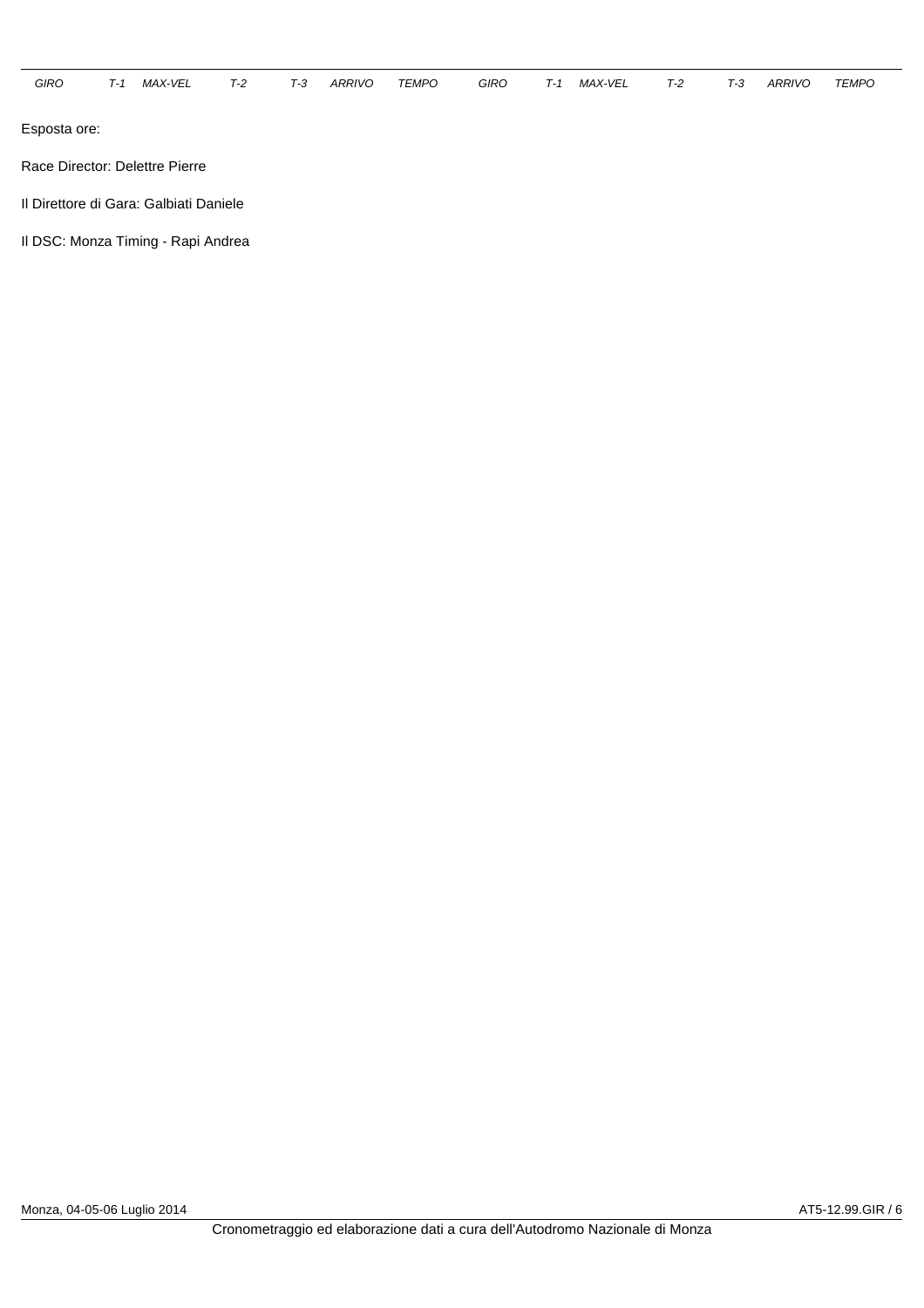| GIRO | T-1 | MAX-VEL | T-2 | T-3 | ARRIVO | TEMPO | GIRO | T-1 | MAX-VEL | T-2 | T-3 | ARRIVO | TEMPO |
|---|---|---|---|---|---|---|---|---|---|---|---|---|---|

Esposta ore:

Race Director: Delettre Pierre

Il Direttore di Gara: Galbiati Daniele

Il DSC: Monza Timing - Rapi Andrea